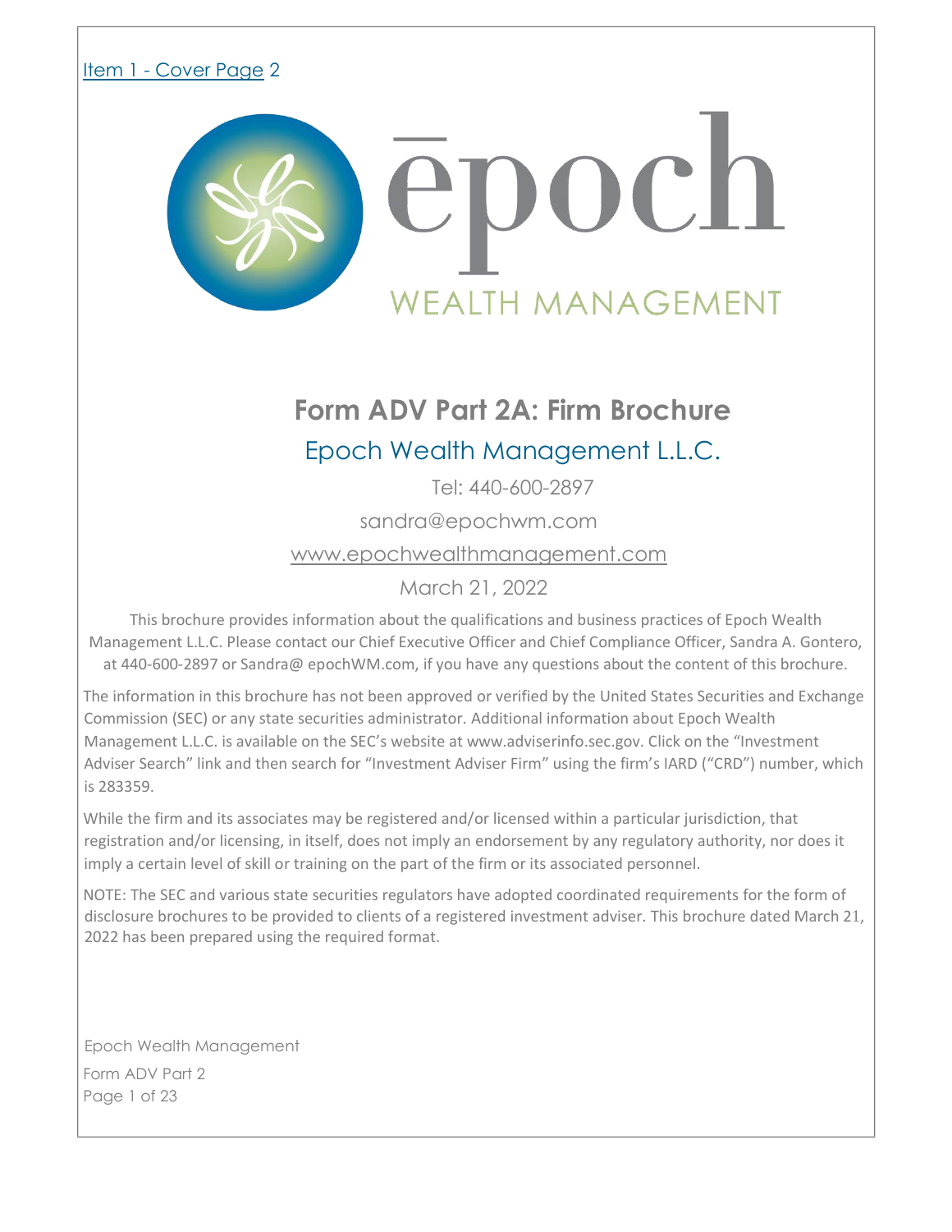Item 1 - Cover Page 2

epoch

WEALTH MANAGEMENT

# Form ADV Part 2A: Firm Brochure

## Epoch Wealth Management L.L.C.

Tel: 440-600-2897

sandra@epochwm.com

www.epochwealthmanagement.com

March 21, 2022

This brochure provides information about the qualifications and business practices of Epoch Wealth Management L.L.C. Please contact our Chief Executive Officer and Chief Compliance Officer, Sandra A. Gontero, at 440-600-2897 or Sandra@ epochWM.com, if you have any questions about the content of this brochure.

The information in this brochure has not been approved or verified by the United States Securities and Exchange Commission (SEC) or any state securities administrator. Additional information about Epoch Wealth Management L.L.C. is available on the SEC's website at www.adviserinfo.sec.gov. Click on the "Investment Adviser Search" link and then search for "Investment Adviser Firm" using the firm's IARD ("CRD") number, which is 283359.

While the firm and its associates may be registered and/or licensed within a particular jurisdiction, that registration and/or licensing, in itself, does not imply an endorsement by any regulatory authority, nor does it imply a certain level of skill or training on the part of the firm or its associated personnel.

NOTE: The SEC and various state securities regulators have adopted coordinated requirements for the form of disclosure brochures to be provided to clients of a registered investment adviser. This brochure dated March 21, 2022 has been prepared using the required format.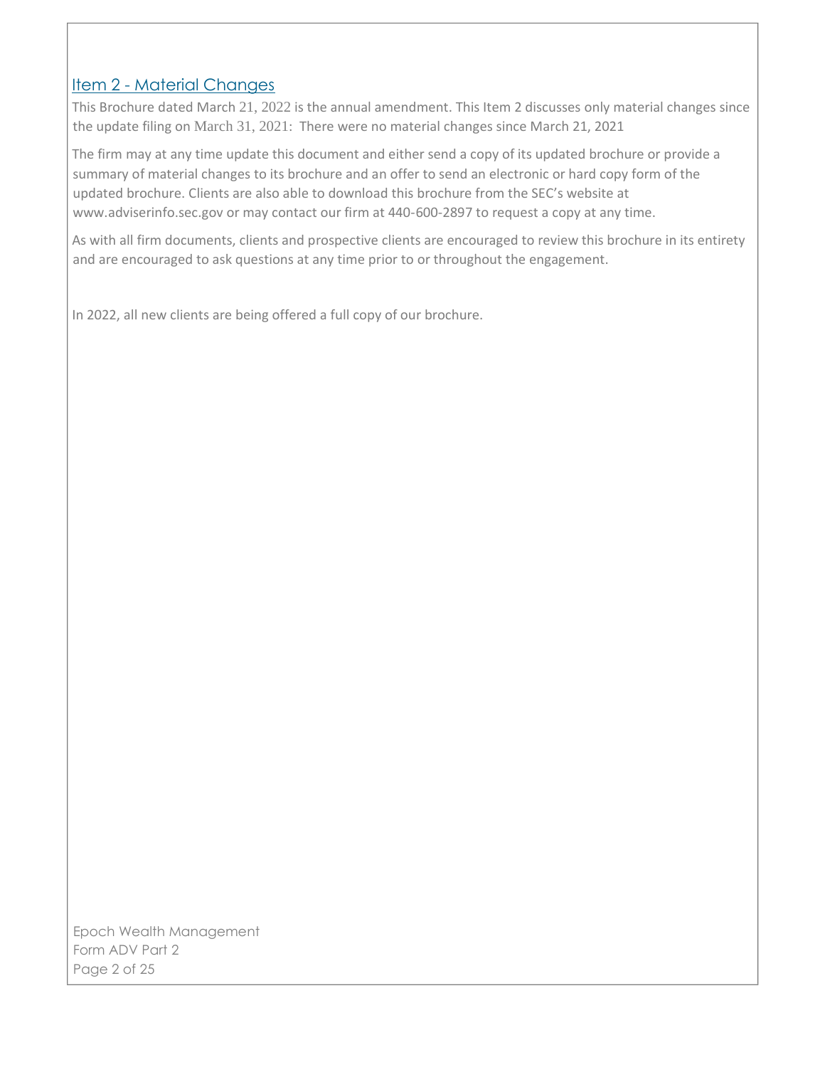## Item 2 - Material Changes

This Brochure dated March 21, 2022 is the annual amendment. This Item 2 discusses only material changes since the update filing on March 31, 2021: There were no material changes since March 21, 2021

The firm may at any time update this document and either send a copy of its updated brochure or provide a summary of material changes to its brochure and an offer to send an electronic or hard copy form of the updated brochure. Clients are also able to download this brochure from the SEC's website at www.adviserinfo.sec.gov or may contact our firm at 440-600-2897 to request a copy at any time.

As with all firm documents, clients and prospective clients are encouraged to review this brochure in its entirety and are encouraged to ask questions at any time prior to or throughout the engagement.

In 2022, all new clients are being offered a full copy of our brochure.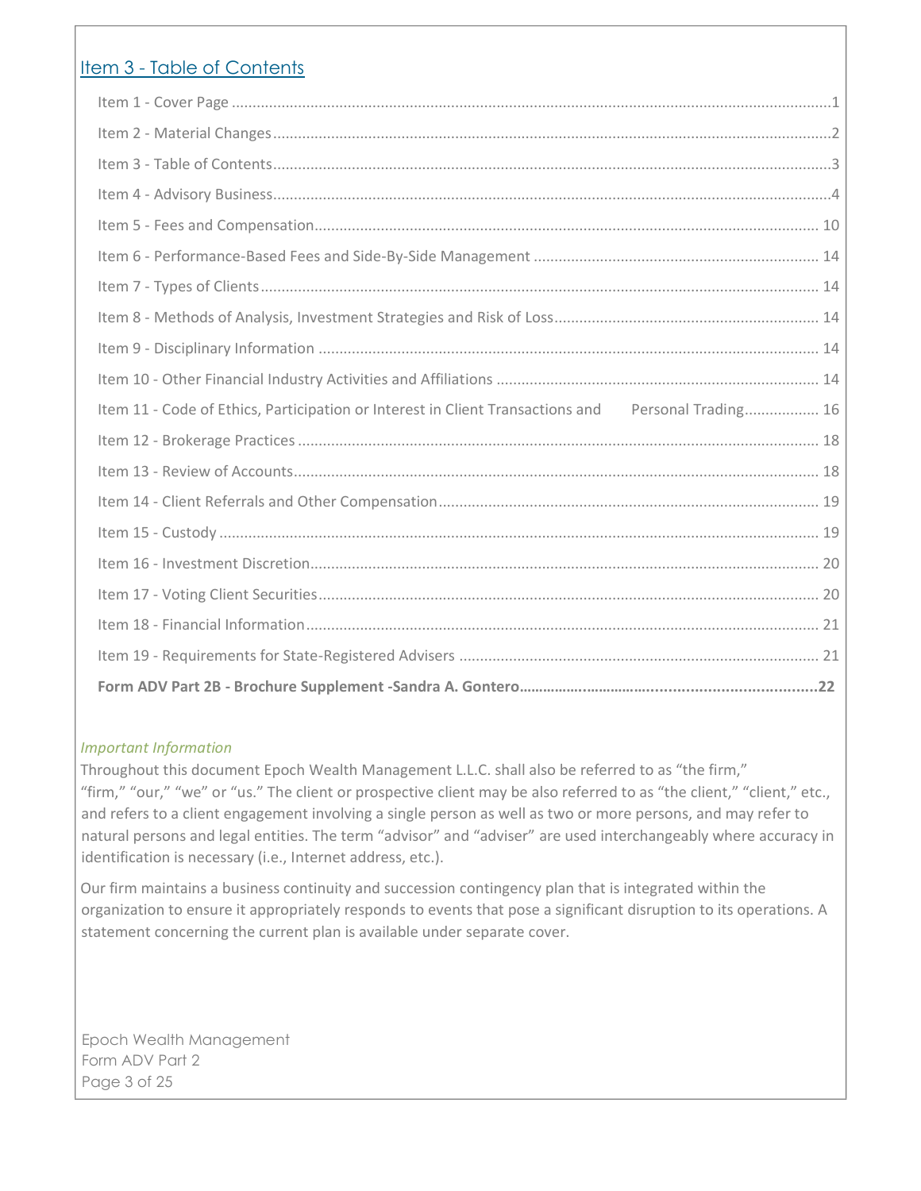## Item 3 - Table of Contents

Item 1 - Cover Page ...................................................................................................................1

Item 2 - Material Changes ...........................................................................................................2

Item 3 - Table of Contents ............................................................................................................3

Item 4 - Advisory Business ...........................................................................................................4

Item 5 - Fees and Compensation ................................................................................................ 10

Item 6 - Performance-Based Fees and Side-By-Side Management ............................................. 14

Item 7 - Types of Clients ............................................................................................................. 14

Item 8 - Methods of Analysis, Investment Strategies and Risk of Loss ....................................... 14

Item 9 - Disciplinary Information ................................................................................................ 14

Item 10 - Other Financial Industry Activities and Affiliations ...................................................... 14

Item 11 - Code of Ethics, Participation or Interest in Client Transactions and Personal Trading .................. 16

Item 12 - Brokerage Practices ..................................................................................................... 18

Item 13 - Review of Accounts...................................................................................................... 18

Item 14 - Client Referrals and Other Compensation .................................................................... 19

Item 15 - Custody ....................................................................................................................... 19

Item 16 - Investment Discretion.................................................................................................. 20

Item 17 - Voting Client Securities................................................................................................ 20

Item 18 - Financial Information................................................................................................... 21

Item 19 - Requirements for State-Registered Advisers ............................................................... 21

**Form ADV Part 2B - Brochure Supplement -Sandra A. Gontero.............................................22**

*Important Information*

Throughout this document Epoch Wealth Management L.L.C. shall also be referred to as "the firm," "firm," "our," "we" or "us." The client or prospective client may be also referred to as "the client," "client," etc., and refers to a client engagement involving a single person as well as two or more persons, and may refer to natural persons and legal entities. The term "advisor" and "adviser" are used interchangeably where accuracy in identification is necessary (i.e., Internet address, etc.).

Our firm maintains a business continuity and succession contingency plan that is integrated within the organization to ensure it appropriately responds to events that pose a significant disruption to its operations. A statement concerning the current plan is available under separate cover.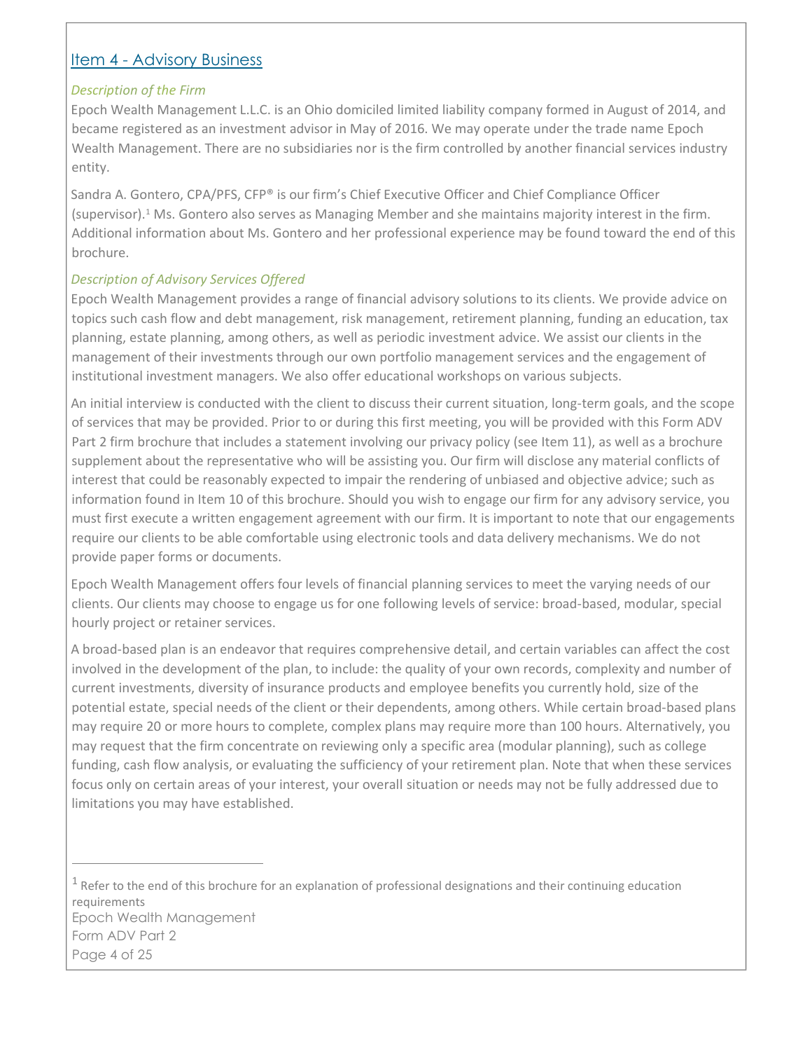## Item 4 - Advisory Business

*Description of the Firm*

Epoch Wealth Management L.L.C. is an Ohio domiciled limited liability company formed in August of 2014, and became registered as an investment advisor in May of 2016. We may operate under the trade name Epoch Wealth Management. There are no subsidiaries nor is the firm controlled by another financial services industry entity.

Sandra A. Gontero, CPA/PFS, CFP® is our firm's Chief Executive Officer and Chief Compliance Officer (supervisor).[1] Ms. Gontero also serves as Managing Member and she maintains majority interest in the firm. Additional information about Ms. Gontero and her professional experience may be found toward the end of this brochure.

*Description of Advisory Services Offered*

Epoch Wealth Management provides a range of financial advisory solutions to its clients. We provide advice on topics such cash flow and debt management, risk management, retirement planning, funding an education, tax planning, estate planning, among others, as well as periodic investment advice. We assist our clients in the management of their investments through our own portfolio management services and the engagement of institutional investment managers. We also offer educational workshops on various subjects.

An initial interview is conducted with the client to discuss their current situation, long-term goals, and the scope of services that may be provided. Prior to or during this first meeting, you will be provided with this Form ADV Part 2 firm brochure that includes a statement involving our privacy policy (see Item 11), as well as a brochure supplement about the representative who will be assisting you. Our firm will disclose any material conflicts of interest that could be reasonably expected to impair the rendering of unbiased and objective advice; such as information found in Item 10 of this brochure. Should you wish to engage our firm for any advisory service, you must first execute a written engagement agreement with our firm. It is important to note that our engagements require our clients to be able comfortable using electronic tools and data delivery mechanisms. We do not provide paper forms or documents.

Epoch Wealth Management offers four levels of financial planning services to meet the varying needs of our clients. Our clients may choose to engage us for one following levels of service: broad-based, modular, special hourly project or retainer services.

A broad-based plan is an endeavor that requires comprehensive detail, and certain variables can affect the cost involved in the development of the plan, to include: the quality of your own records, complexity and number of current investments, diversity of insurance products and employee benefits you currently hold, size of the potential estate, special needs of the client or their dependents, among others. While certain broad-based plans may require 20 or more hours to complete, complex plans may require more than 100 hours. Alternatively, you may request that the firm concentrate on reviewing only a specific area (modular planning), such as college funding, cash flow analysis, or evaluating the sufficiency of your retirement plan. Note that when these services focus only on certain areas of your interest, your overall situation or needs may not be fully addressed due to limitations you may have established.

---

[1] Refer to the end of this brochure for an explanation of professional designations and their continuing education requirements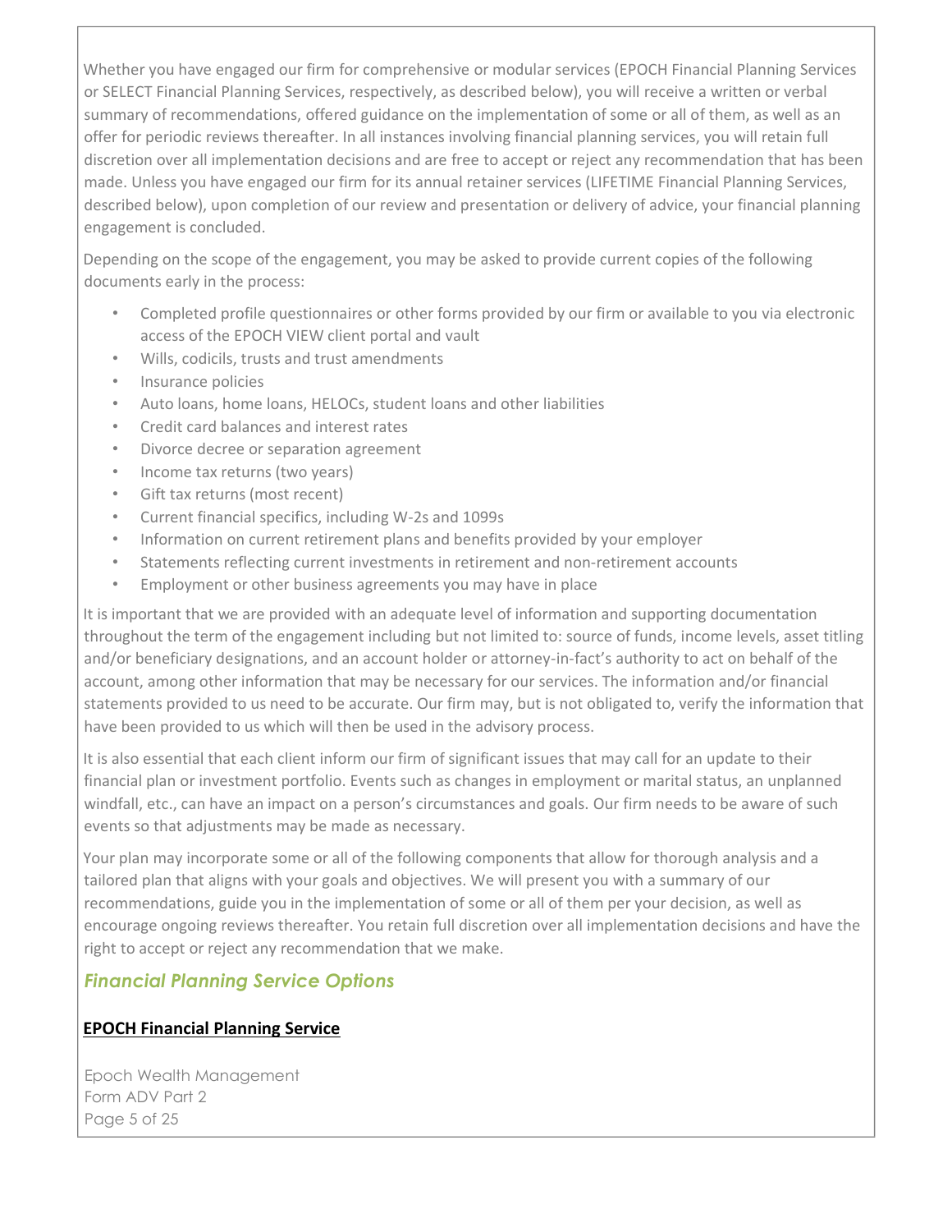Whether you have engaged our firm for comprehensive or modular services (EPOCH Financial Planning Services or SELECT Financial Planning Services, respectively, as described below), you will receive a written or verbal summary of recommendations, offered guidance on the implementation of some or all of them, as well as an offer for periodic reviews thereafter. In all instances involving financial planning services, you will retain full discretion over all implementation decisions and are free to accept or reject any recommendation that has been made. Unless you have engaged our firm for its annual retainer services (LIFETIME Financial Planning Services, described below), upon completion of our review and presentation or delivery of advice, your financial planning engagement is concluded.

Depending on the scope of the engagement, you may be asked to provide current copies of the following documents early in the process:

- Completed profile questionnaires or other forms provided by our firm or available to you via electronic access of the EPOCH VIEW client portal and vault
- Wills, codicils, trusts and trust amendments
- Insurance policies
- Auto loans, home loans, HELOCs, student loans and other liabilities
- Credit card balances and interest rates
- Divorce decree or separation agreement
- Income tax returns (two years)
- Gift tax returns (most recent)
- Current financial specifics, including W-2s and 1099s
- Information on current retirement plans and benefits provided by your employer
- Statements reflecting current investments in retirement and non-retirement accounts
- Employment or other business agreements you may have in place

It is important that we are provided with an adequate level of information and supporting documentation throughout the term of the engagement including but not limited to: source of funds, income levels, asset titling and/or beneficiary designations, and an account holder or attorney-in-fact's authority to act on behalf of the account, among other information that may be necessary for our services. The information and/or financial statements provided to us need to be accurate. Our firm may, but is not obligated to, verify the information that have been provided to us which will then be used in the advisory process.

It is also essential that each client inform our firm of significant issues that may call for an update to their financial plan or investment portfolio. Events such as changes in employment or marital status, an unplanned windfall, etc., can have an impact on a person's circumstances and goals. Our firm needs to be aware of such events so that adjustments may be made as necessary.

Your plan may incorporate some or all of the following components that allow for thorough analysis and a tailored plan that aligns with your goals and objectives. We will present you with a summary of our recommendations, guide you in the implementation of some or all of them per your decision, as well as encourage ongoing reviews thereafter. You retain full discretion over all implementation decisions and have the right to accept or reject any recommendation that we make.

## *Financial Planning Service Options*

### EPOCH Financial Planning Service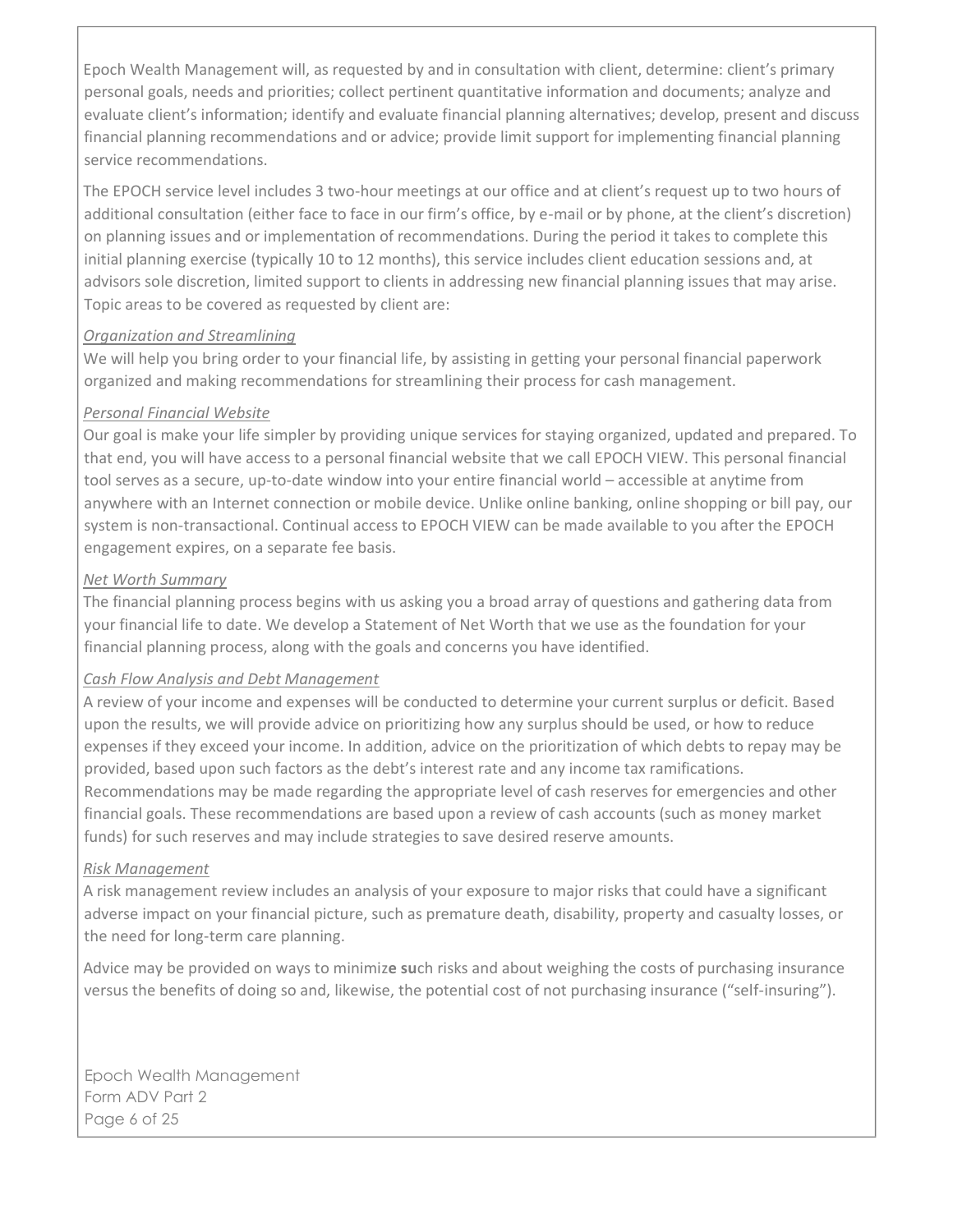Epoch Wealth Management will, as requested by and in consultation with client, determine: client's primary personal goals, needs and priorities; collect pertinent quantitative information and documents; analyze and evaluate client's information; identify and evaluate financial planning alternatives; develop, present and discuss financial planning recommendations and or advice; provide limit support for implementing financial planning service recommendations.

The EPOCH service level includes 3 two-hour meetings at our office and at client's request up to two hours of additional consultation (either face to face in our firm's office, by e-mail or by phone, at the client's discretion) on planning issues and or implementation of recommendations. During the period it takes to complete this initial planning exercise (typically 10 to 12 months), this service includes client education sessions and, at advisors sole discretion, limited support to clients in addressing new financial planning issues that may arise. Topic areas to be covered as requested by client are:

*Organization and Streamlining*
We will help you bring order to your financial life, by assisting in getting your personal financial paperwork organized and making recommendations for streamlining their process for cash management.

*Personal Financial Website*
Our goal is make your life simpler by providing unique services for staying organized, updated and prepared. To that end, you will have access to a personal financial website that we call EPOCH VIEW. This personal financial tool serves as a secure, up-to-date window into your entire financial world – accessible at anytime from anywhere with an Internet connection or mobile device. Unlike online banking, online shopping or bill pay, our system is non-transactional. Continual access to EPOCH VIEW can be made available to you after the EPOCH engagement expires, on a separate fee basis.

*Net Worth Summary*
The financial planning process begins with us asking you a broad array of questions and gathering data from your financial life to date. We develop a Statement of Net Worth that we use as the foundation for your financial planning process, along with the goals and concerns you have identified.

*Cash Flow Analysis and Debt Management*
A review of your income and expenses will be conducted to determine your current surplus or deficit. Based upon the results, we will provide advice on prioritizing how any surplus should be used, or how to reduce expenses if they exceed your income. In addition, advice on the prioritization of which debts to repay may be provided, based upon such factors as the debt's interest rate and any income tax ramifications. Recommendations may be made regarding the appropriate level of cash reserves for emergencies and other financial goals. These recommendations are based upon a review of cash accounts (such as money market funds) for such reserves and may include strategies to save desired reserve amounts.

*Risk Management*
A risk management review includes an analysis of your exposure to major risks that could have a significant adverse impact on your financial picture, such as premature death, disability, property and casualty losses, or the need for long-term care planning.

Advice may be provided on ways to minimize such risks and about weighing the costs of purchasing insurance versus the benefits of doing so and, likewise, the potential cost of not purchasing insurance ("self-insuring").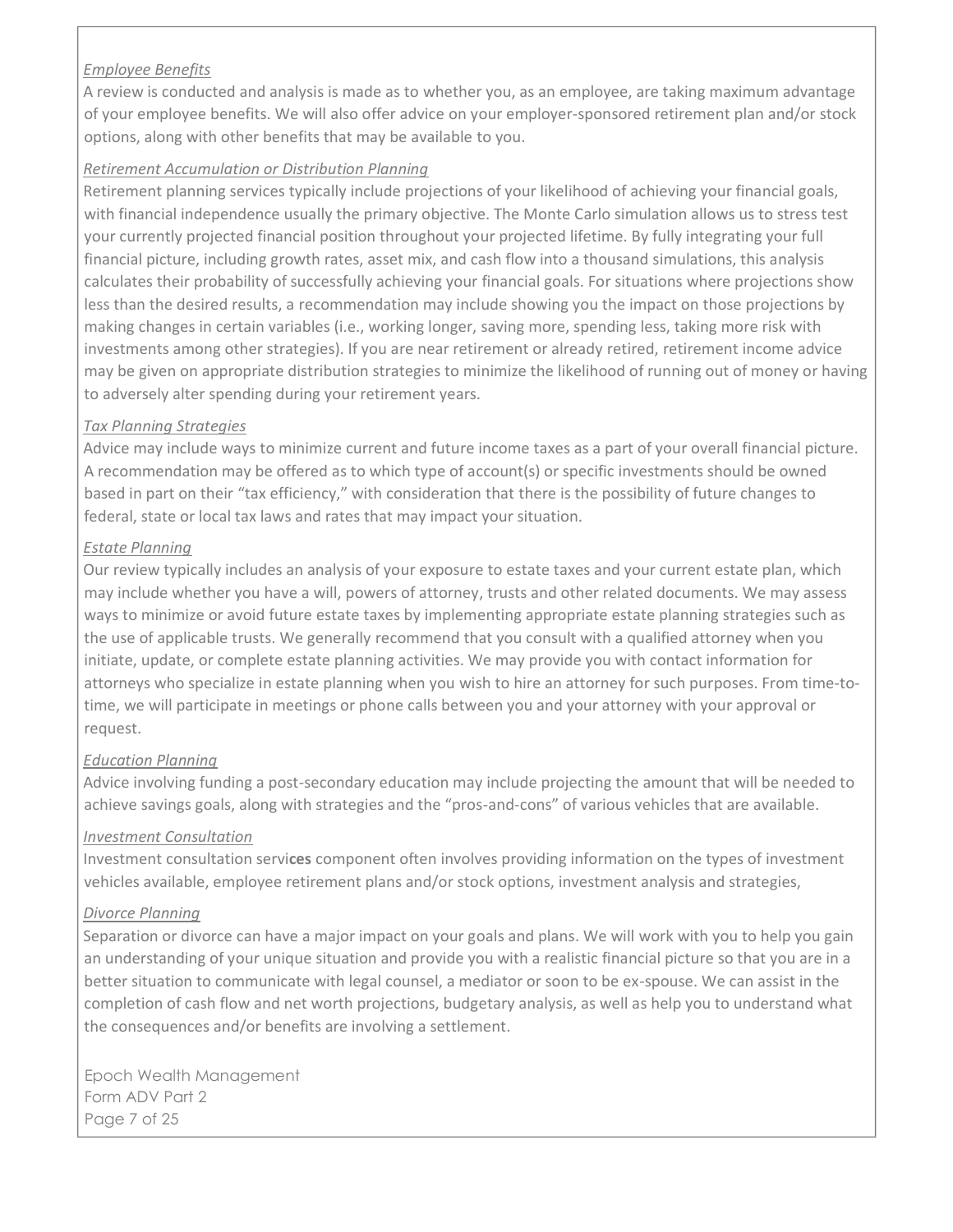*Employee Benefits*

A review is conducted and analysis is made as to whether you, as an employee, are taking maximum advantage of your employee benefits. We will also offer advice on your employer-sponsored retirement plan and/or stock options, along with other benefits that may be available to you.

*Retirement Accumulation or Distribution Planning*

Retirement planning services typically include projections of your likelihood of achieving your financial goals, with financial independence usually the primary objective. The Monte Carlo simulation allows us to stress test your currently projected financial position throughout your projected lifetime. By fully integrating your full financial picture, including growth rates, asset mix, and cash flow into a thousand simulations, this analysis calculates their probability of successfully achieving your financial goals. For situations where projections show less than the desired results, a recommendation may include showing you the impact on those projections by making changes in certain variables (i.e., working longer, saving more, spending less, taking more risk with investments among other strategies). If you are near retirement or already retired, retirement income advice may be given on appropriate distribution strategies to minimize the likelihood of running out of money or having to adversely alter spending during your retirement years.

*Tax Planning Strategies*

Advice may include ways to minimize current and future income taxes as a part of your overall financial picture. A recommendation may be offered as to which type of account(s) or specific investments should be owned based in part on their "tax efficiency," with consideration that there is the possibility of future changes to federal, state or local tax laws and rates that may impact your situation.

*Estate Planning*

Our review typically includes an analysis of your exposure to estate taxes and your current estate plan, which may include whether you have a will, powers of attorney, trusts and other related documents. We may assess ways to minimize or avoid future estate taxes by implementing appropriate estate planning strategies such as the use of applicable trusts. We generally recommend that you consult with a qualified attorney when you initiate, update, or complete estate planning activities. We may provide you with contact information for attorneys who specialize in estate planning when you wish to hire an attorney for such purposes. From time-to-time, we will participate in meetings or phone calls between you and your attorney with your approval or request.

*Education Planning*

Advice involving funding a post-secondary education may include projecting the amount that will be needed to achieve savings goals, along with strategies and the "pros-and-cons" of various vehicles that are available.

*Investment Consultation*

Investment consultation servi**ces** component often involves providing information on the types of investment vehicles available, employee retirement plans and/or stock options, investment analysis and strategies,

*Divorce Planning*

Separation or divorce can have a major impact on your goals and plans. We will work with you to help you gain an understanding of your unique situation and provide you with a realistic financial picture so that you are in a better situation to communicate with legal counsel, a mediator or soon to be ex-spouse. We can assist in the completion of cash flow and net worth projections, budgetary analysis, as well as help you to understand what the consequences and/or benefits are involving a settlement.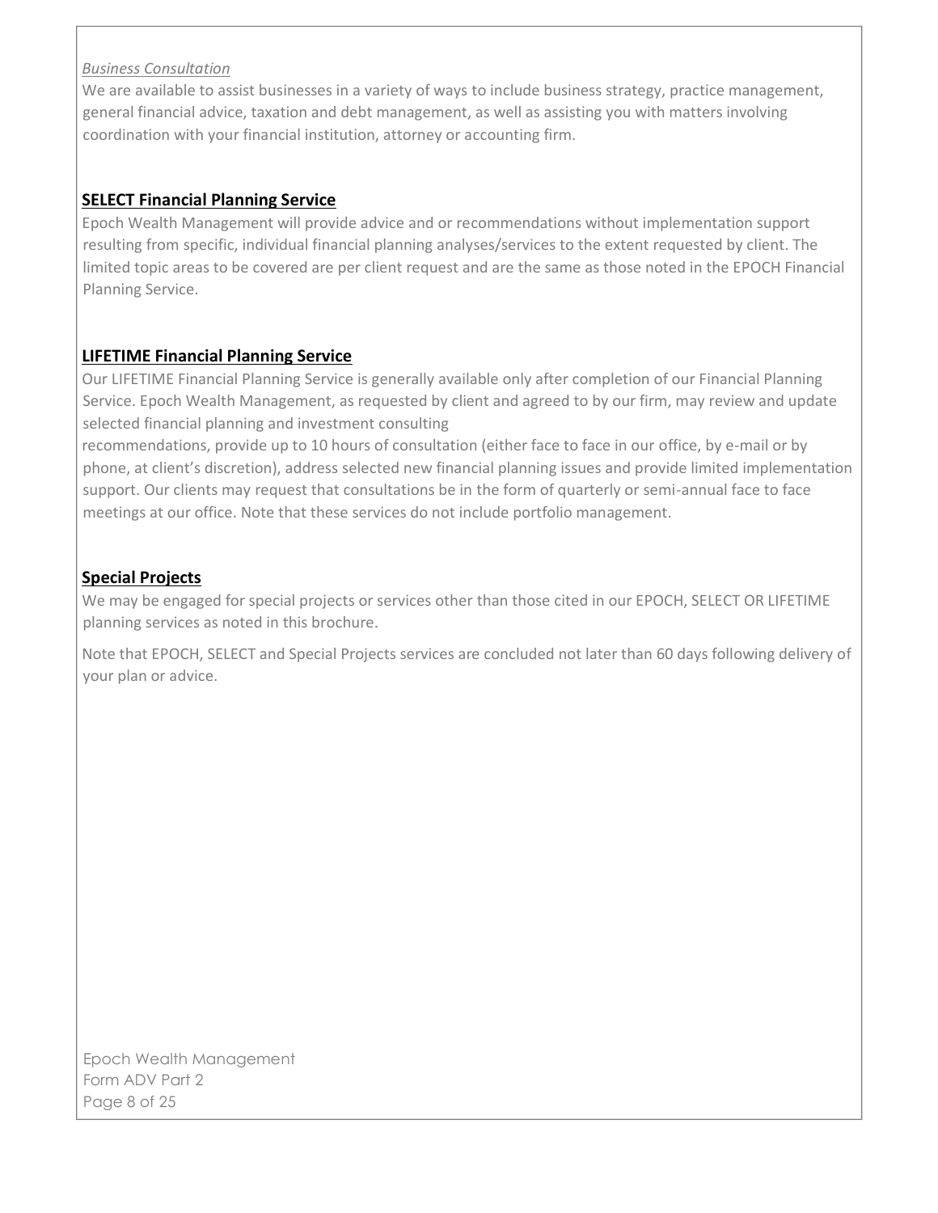*Business Consultation*

We are available to assist businesses in a variety of ways to include business strategy, practice management, general financial advice, taxation and debt management, as well as assisting you with matters involving coordination with your financial institution, attorney or accounting firm.

## SELECT Financial Planning Service

Epoch Wealth Management will provide advice and or recommendations without implementation support resulting from specific, individual financial planning analyses/services to the extent requested by client. The limited topic areas to be covered are per client request and are the same as those noted in the EPOCH Financial Planning Service.

## LIFETIME Financial Planning Service

Our LIFETIME Financial Planning Service is generally available only after completion of our Financial Planning Service. Epoch Wealth Management, as requested by client and agreed to by our firm, may review and update selected financial planning and investment consulting recommendations, provide up to 10 hours of consultation (either face to face in our office, by e-mail or by phone, at client's discretion), address selected new financial planning issues and provide limited implementation support. Our clients may request that consultations be in the form of quarterly or semi-annual face to face meetings at our office. Note that these services do not include portfolio management.

## Special Projects

We may be engaged for special projects or services other than those cited in our EPOCH, SELECT OR LIFETIME planning services as noted in this brochure.

Note that EPOCH, SELECT and Special Projects services are concluded not later than 60 days following delivery of your plan or advice.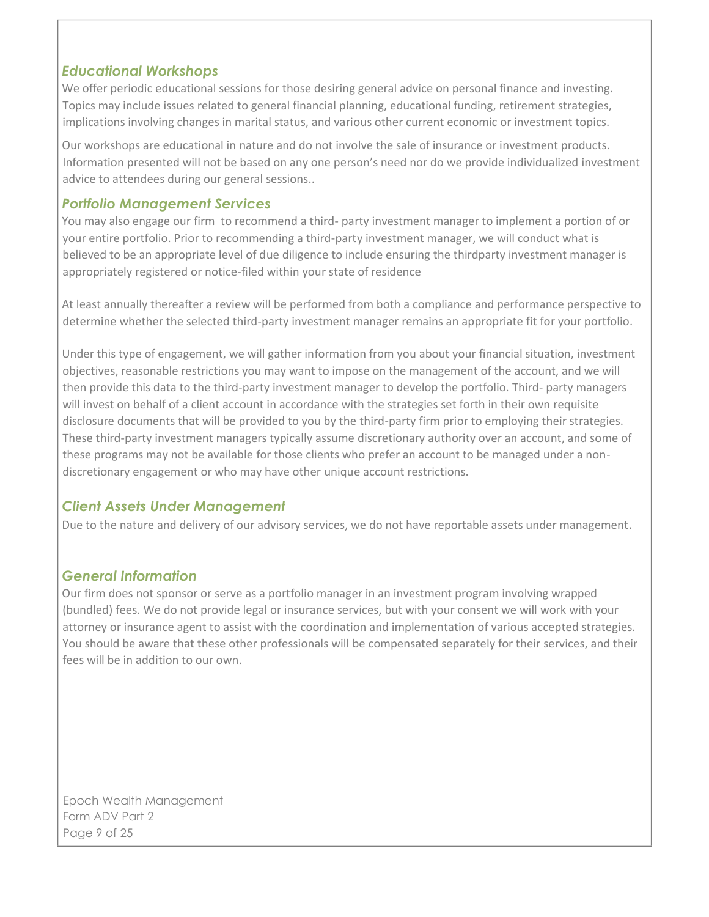### *Educational Workshops*

We offer periodic educational sessions for those desiring general advice on personal finance and investing. Topics may include issues related to general financial planning, educational funding, retirement strategies, implications involving changes in marital status, and various other current economic or investment topics.

Our workshops are educational in nature and do not involve the sale of insurance or investment products. Information presented will not be based on any one person's need nor do we provide individualized investment advice to attendees during our general sessions..

### *Portfolio Management Services*

You may also engage our firm to recommend a third- party investment manager to implement a portion of or your entire portfolio. Prior to recommending a third-party investment manager, we will conduct what is believed to be an appropriate level of due diligence to include ensuring the thirdparty investment manager is appropriately registered or notice-filed within your state of residence

At least annually thereafter a review will be performed from both a compliance and performance perspective to determine whether the selected third-party investment manager remains an appropriate fit for your portfolio.

Under this type of engagement, we will gather information from you about your financial situation, investment objectives, reasonable restrictions you may want to impose on the management of the account, and we will then provide this data to the third-party investment manager to develop the portfolio. Third- party managers will invest on behalf of a client account in accordance with the strategies set forth in their own requisite disclosure documents that will be provided to you by the third-party firm prior to employing their strategies. These third-party investment managers typically assume discretionary authority over an account, and some of these programs may not be available for those clients who prefer an account to be managed under a non-discretionary engagement or who may have other unique account restrictions.

### *Client Assets Under Management*

Due to the nature and delivery of our advisory services, we do not have reportable assets under management.

### *General Information*

Our firm does not sponsor or serve as a portfolio manager in an investment program involving wrapped (bundled) fees. We do not provide legal or insurance services, but with your consent we will work with your attorney or insurance agent to assist with the coordination and implementation of various accepted strategies. You should be aware that these other professionals will be compensated separately for their services, and their fees will be in addition to our own.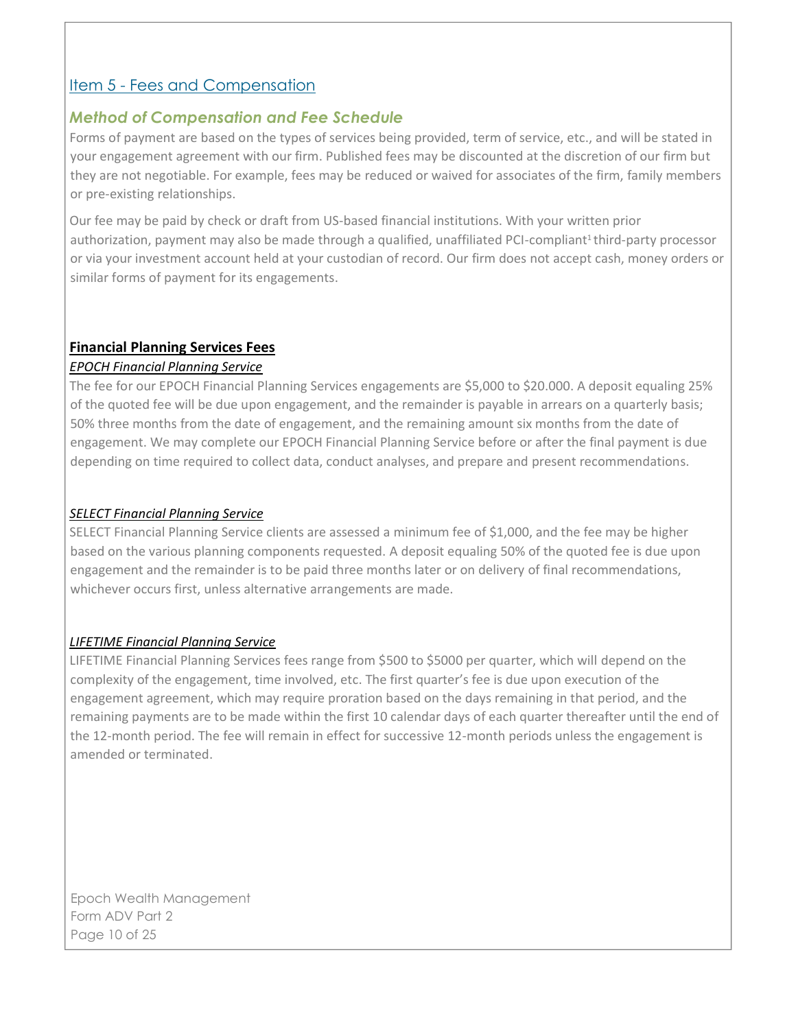## Item 5 - Fees and Compensation

### *Method of Compensation and Fee Schedule*

Forms of payment are based on the types of services being provided, term of service, etc., and will be stated in your engagement agreement with our firm. Published fees may be discounted at the discretion of our firm but they are not negotiable. For example, fees may be reduced or waived for associates of the firm, family members or pre-existing relationships.

Our fee may be paid by check or draft from US-based financial institutions. With your written prior authorization, payment may also be made through a qualified, unaffiliated PCI-compliant[1] third-party processor or via your investment account held at your custodian of record. Our firm does not accept cash, money orders or similar forms of payment for its engagements.

**Financial Planning Services Fees**

***EPOCH Financial Planning Service***

The fee for our EPOCH Financial Planning Services engagements are $5,000 to $20.000. A deposit equaling 25% of the quoted fee will be due upon engagement, and the remainder is payable in arrears on a quarterly basis; 50% three months from the date of engagement, and the remaining amount six months from the date of engagement. We may complete our EPOCH Financial Planning Service before or after the final payment is due depending on time required to collect data, conduct analyses, and prepare and present recommendations.

***SELECT Financial Planning Service***

SELECT Financial Planning Service clients are assessed a minimum fee of $1,000, and the fee may be higher based on the various planning components requested. A deposit equaling 50% of the quoted fee is due upon engagement and the remainder is to be paid three months later or on delivery of final recommendations, whichever occurs first, unless alternative arrangements are made.

***LIFETIME Financial Planning Service***

LIFETIME Financial Planning Services fees range from $500 to $5000 per quarter, which will depend on the complexity of the engagement, time involved, etc. The first quarter's fee is due upon execution of the engagement agreement, which may require proration based on the days remaining in that period, and the remaining payments are to be made within the first 10 calendar days of each quarter thereafter until the end of the 12-month period. The fee will remain in effect for successive 12-month periods unless the engagement is amended or terminated.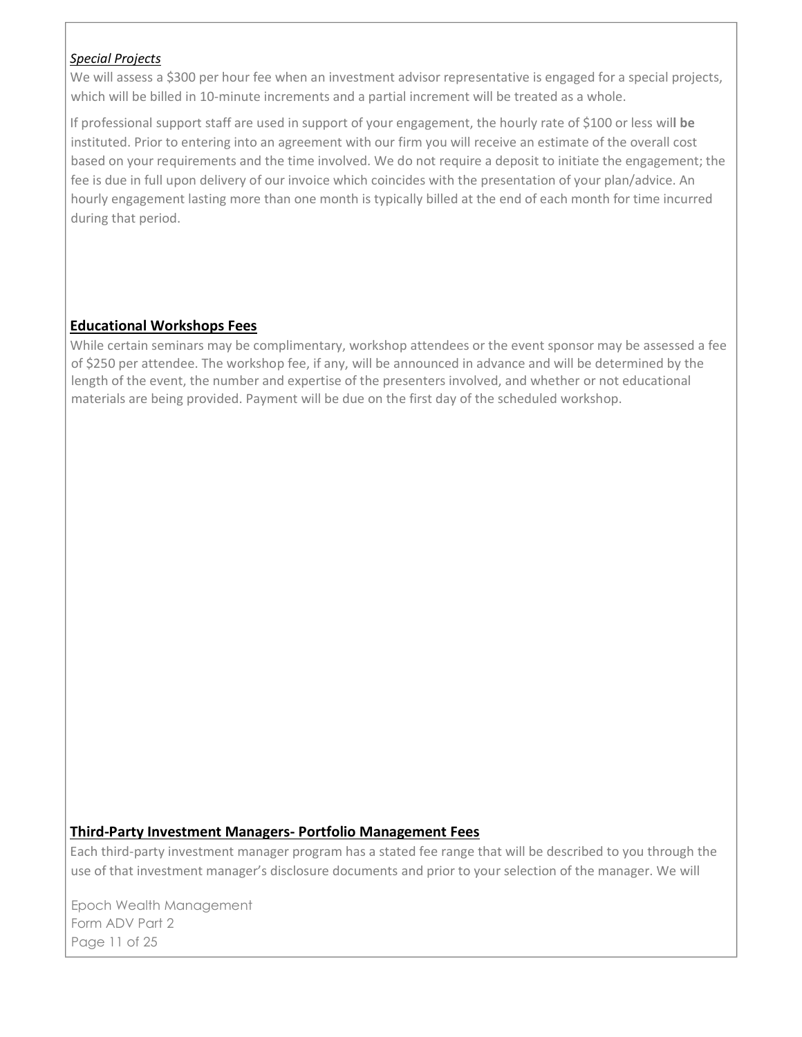*Special Projects*

We will assess a $300 per hour fee when an investment advisor representative is engaged for a special projects, which will be billed in 10-minute increments and a partial increment will be treated as a whole.

If professional support staff are used in support of your engagement, the hourly rate of $100 or less will be instituted. Prior to entering into an agreement with our firm you will receive an estimate of the overall cost based on your requirements and the time involved. We do not require a deposit to initiate the engagement; the fee is due in full upon delivery of our invoice which coincides with the presentation of your plan/advice. An hourly engagement lasting more than one month is typically billed at the end of each month for time incurred during that period.

## Educational Workshops Fees

While certain seminars may be complimentary, workshop attendees or the event sponsor may be assessed a fee of $250 per attendee. The workshop fee, if any, will be announced in advance and will be determined by the length of the event, the number and expertise of the presenters involved, and whether or not educational materials are being provided. Payment will be due on the first day of the scheduled workshop.

## Third-Party Investment Managers- Portfolio Management Fees

Each third-party investment manager program has a stated fee range that will be described to you through the use of that investment manager's disclosure documents and prior to your selection of the manager. We will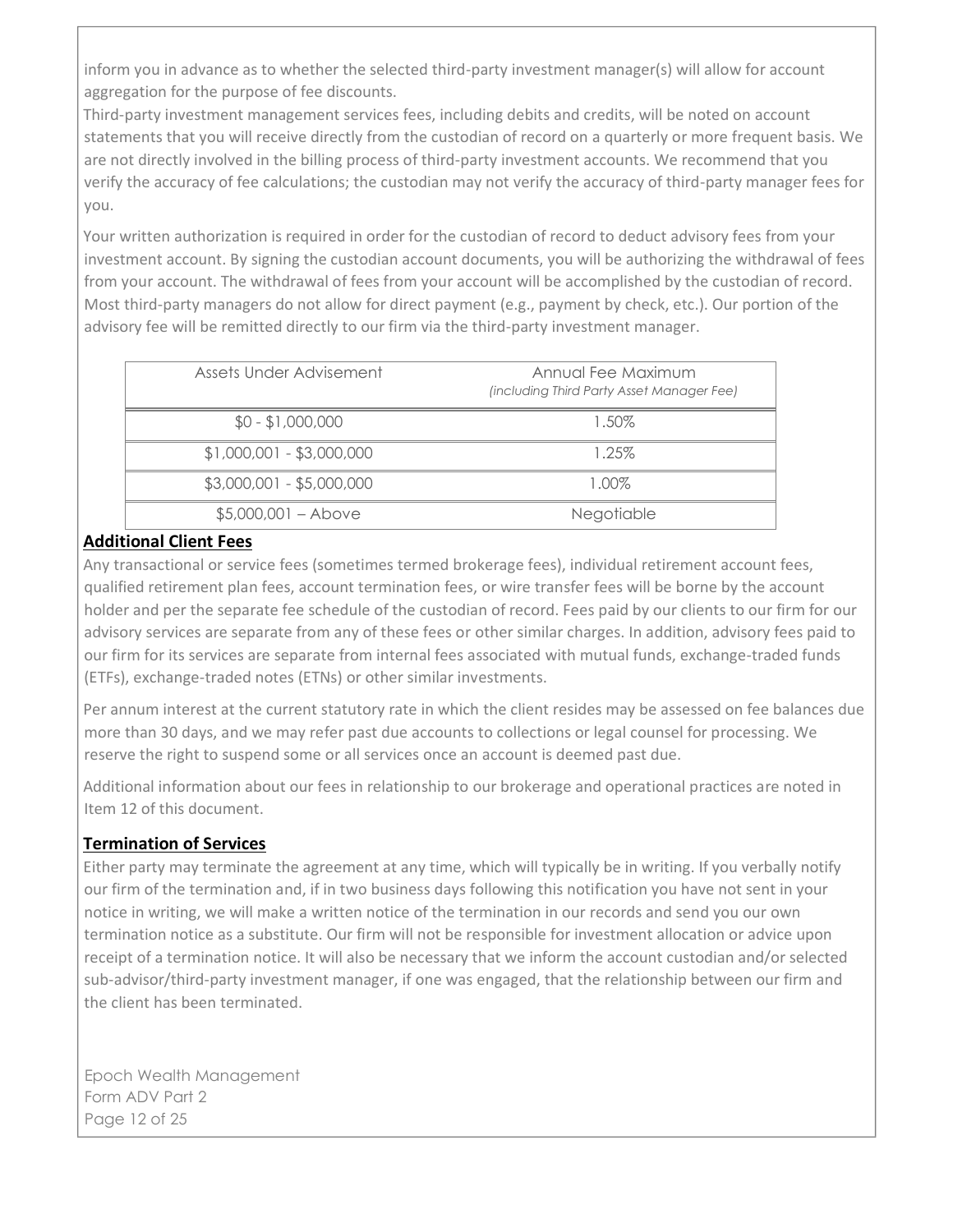inform you in advance as to whether the selected third-party investment manager(s) will allow for account aggregation for the purpose of fee discounts.

Third-party investment management services fees, including debits and credits, will be noted on account statements that you will receive directly from the custodian of record on a quarterly or more frequent basis. We are not directly involved in the billing process of third-party investment accounts. We recommend that you verify the accuracy of fee calculations; the custodian may not verify the accuracy of third-party manager fees for you.

Your written authorization is required in order for the custodian of record to deduct advisory fees from your investment account. By signing the custodian account documents, you will be authorizing the withdrawal of fees from your account. The withdrawal of fees from your account will be accomplished by the custodian of record. Most third-party managers do not allow for direct payment (e.g., payment by check, etc.). Our portion of the advisory fee will be remitted directly to our firm via the third-party investment manager.

| Assets Under Advisement | Annual Fee Maximum *(including Third Party Asset Manager Fee)* |
|---|---|
| $0 - $1,000,000 | 1.50% |
| $1,000,001 - $3,000,000 | 1.25% |
| $3,000,001 - $5,000,000 | 1.00% |
| $5,000,001 – Above | Negotiable |

## Additional Client Fees

Any transactional or service fees (sometimes termed brokerage fees), individual retirement account fees, qualified retirement plan fees, account termination fees, or wire transfer fees will be borne by the account holder and per the separate fee schedule of the custodian of record. Fees paid by our clients to our firm for our advisory services are separate from any of these fees or other similar charges. In addition, advisory fees paid to our firm for its services are separate from internal fees associated with mutual funds, exchange-traded funds (ETFs), exchange-traded notes (ETNs) or other similar investments.

Per annum interest at the current statutory rate in which the client resides may be assessed on fee balances due more than 30 days, and we may refer past due accounts to collections or legal counsel for processing. We reserve the right to suspend some or all services once an account is deemed past due.

Additional information about our fees in relationship to our brokerage and operational practices are noted in Item 12 of this document.

## Termination of Services

Either party may terminate the agreement at any time, which will typically be in writing. If you verbally notify our firm of the termination and, if in two business days following this notification you have not sent in your notice in writing, we will make a written notice of the termination in our records and send you our own termination notice as a substitute. Our firm will not be responsible for investment allocation or advice upon receipt of a termination notice. It will also be necessary that we inform the account custodian and/or selected sub-advisor/third-party investment manager, if one was engaged, that the relationship between our firm and the client has been terminated.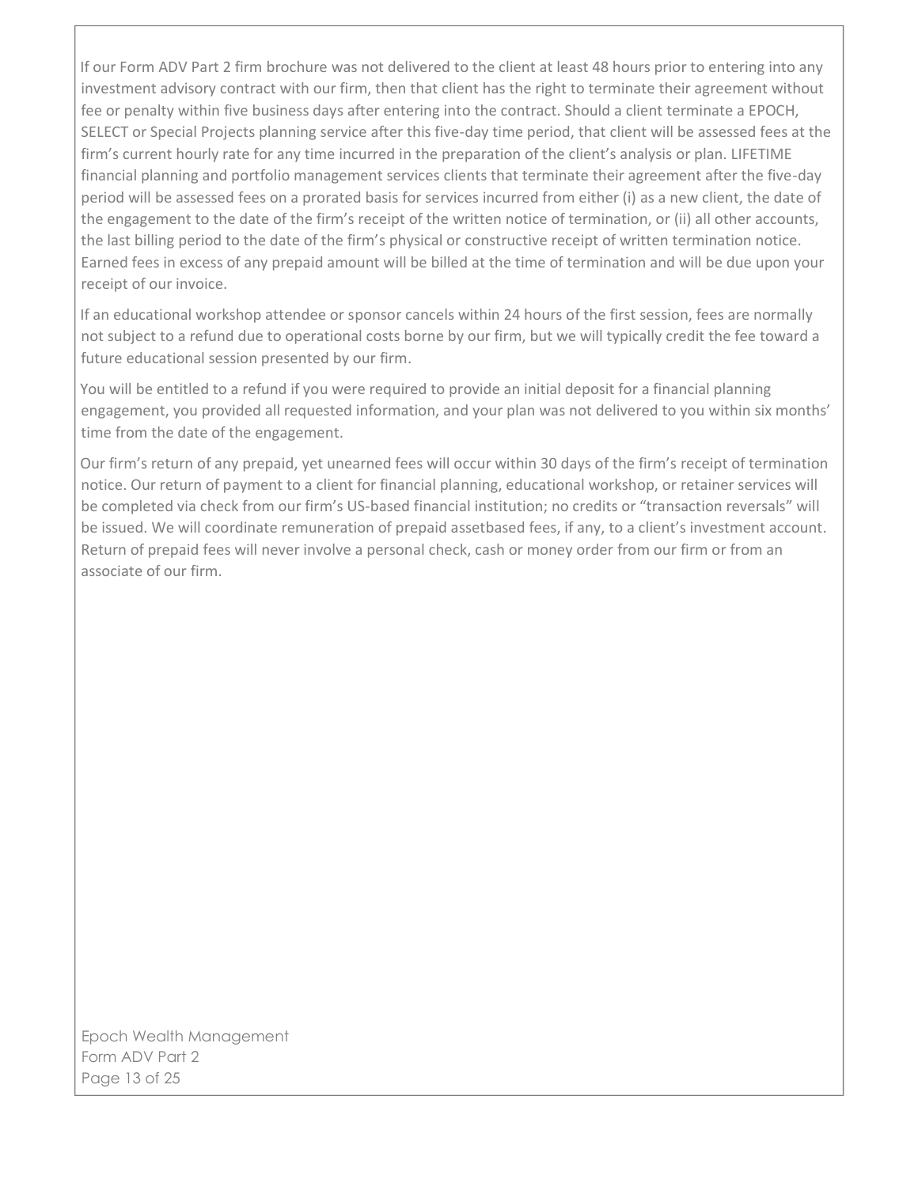If our Form ADV Part 2 firm brochure was not delivered to the client at least 48 hours prior to entering into any investment advisory contract with our firm, then that client has the right to terminate their agreement without fee or penalty within five business days after entering into the contract. Should a client terminate a EPOCH, SELECT or Special Projects planning service after this five-day time period, that client will be assessed fees at the firm's current hourly rate for any time incurred in the preparation of the client's analysis or plan. LIFETIME financial planning and portfolio management services clients that terminate their agreement after the five-day period will be assessed fees on a prorated basis for services incurred from either (i) as a new client, the date of the engagement to the date of the firm's receipt of the written notice of termination, or (ii) all other accounts, the last billing period to the date of the firm's physical or constructive receipt of written termination notice. Earned fees in excess of any prepaid amount will be billed at the time of termination and will be due upon your receipt of our invoice.

If an educational workshop attendee or sponsor cancels within 24 hours of the first session, fees are normally not subject to a refund due to operational costs borne by our firm, but we will typically credit the fee toward a future educational session presented by our firm.

You will be entitled to a refund if you were required to provide an initial deposit for a financial planning engagement, you provided all requested information, and your plan was not delivered to you within six months' time from the date of the engagement.

Our firm's return of any prepaid, yet unearned fees will occur within 30 days of the firm's receipt of termination notice. Our return of payment to a client for financial planning, educational workshop, or retainer services will be completed via check from our firm's US-based financial institution; no credits or "transaction reversals" will be issued. We will coordinate remuneration of prepaid assetbased fees, if any, to a client's investment account. Return of prepaid fees will never involve a personal check, cash or money order from our firm or from an associate of our firm.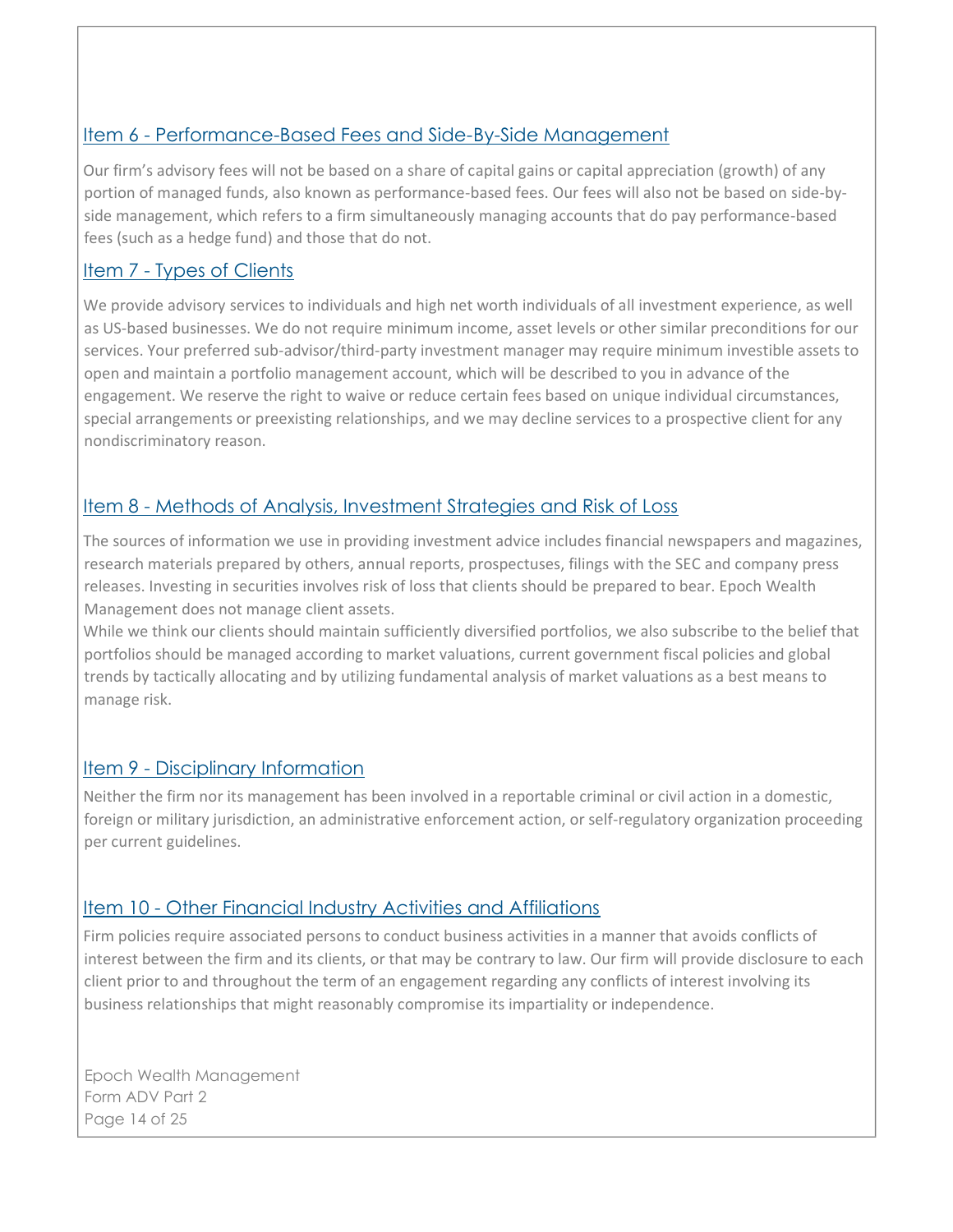## Item 6 - Performance-Based Fees and Side-By-Side Management

Our firm's advisory fees will not be based on a share of capital gains or capital appreciation (growth) of any portion of managed funds, also known as performance-based fees. Our fees will also not be based on side-by-side management, which refers to a firm simultaneously managing accounts that do pay performance-based fees (such as a hedge fund) and those that do not.

## Item 7 - Types of Clients

We provide advisory services to individuals and high net worth individuals of all investment experience, as well as US-based businesses. We do not require minimum income, asset levels or other similar preconditions for our services. Your preferred sub-advisor/third-party investment manager may require minimum investible assets to open and maintain a portfolio management account, which will be described to you in advance of the engagement. We reserve the right to waive or reduce certain fees based on unique individual circumstances, special arrangements or preexisting relationships, and we may decline services to a prospective client for any nondiscriminatory reason.

## Item 8 - Methods of Analysis, Investment Strategies and Risk of Loss

The sources of information we use in providing investment advice includes financial newspapers and magazines, research materials prepared by others, annual reports, prospectuses, filings with the SEC and company press releases. Investing in securities involves risk of loss that clients should be prepared to bear. Epoch Wealth Management does not manage client assets.

While we think our clients should maintain sufficiently diversified portfolios, we also subscribe to the belief that portfolios should be managed according to market valuations, current government fiscal policies and global trends by tactically allocating and by utilizing fundamental analysis of market valuations as a best means to manage risk.

## Item 9 - Disciplinary Information

Neither the firm nor its management has been involved in a reportable criminal or civil action in a domestic, foreign or military jurisdiction, an administrative enforcement action, or self-regulatory organization proceeding per current guidelines.

## Item 10 - Other Financial Industry Activities and Affiliations

Firm policies require associated persons to conduct business activities in a manner that avoids conflicts of interest between the firm and its clients, or that may be contrary to law. Our firm will provide disclosure to each client prior to and throughout the term of an engagement regarding any conflicts of interest involving its business relationships that might reasonably compromise its impartiality or independence.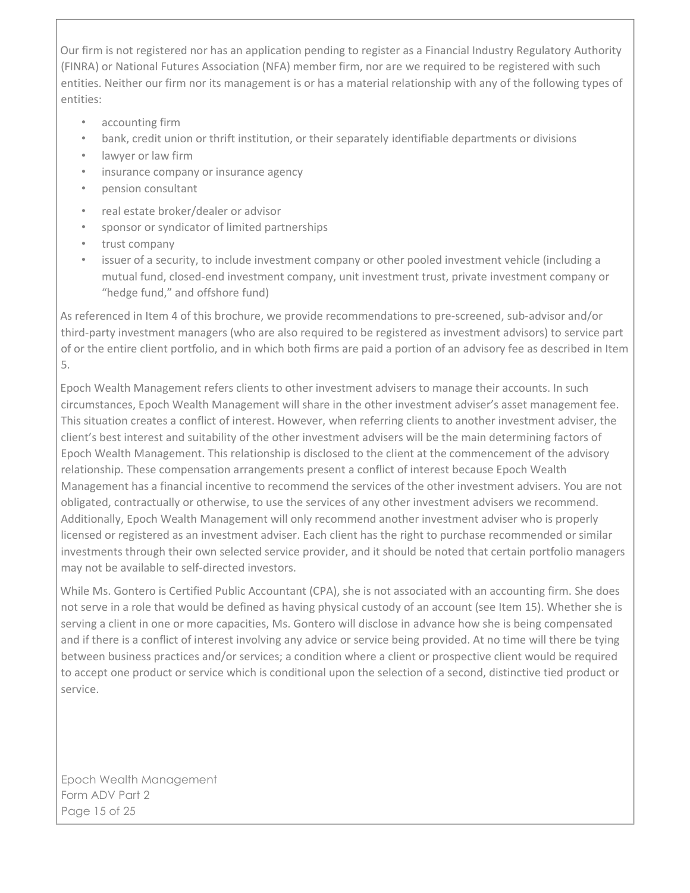Our firm is not registered nor has an application pending to register as a Financial Industry Regulatory Authority (FINRA) or National Futures Association (NFA) member firm, nor are we required to be registered with such entities. Neither our firm nor its management is or has a material relationship with any of the following types of entities:

- accounting firm
- bank, credit union or thrift institution, or their separately identifiable departments or divisions
- lawyer or law firm
- insurance company or insurance agency
- pension consultant
- real estate broker/dealer or advisor
- sponsor or syndicator of limited partnerships
- trust company
- issuer of a security, to include investment company or other pooled investment vehicle (including a mutual fund, closed-end investment company, unit investment trust, private investment company or "hedge fund," and offshore fund)

As referenced in Item 4 of this brochure, we provide recommendations to pre-screened, sub-advisor and/or third-party investment managers (who are also required to be registered as investment advisors) to service part of or the entire client portfolio, and in which both firms are paid a portion of an advisory fee as described in Item 5.

Epoch Wealth Management refers clients to other investment advisers to manage their accounts. In such circumstances, Epoch Wealth Management will share in the other investment adviser's asset management fee. This situation creates a conflict of interest. However, when referring clients to another investment adviser, the client's best interest and suitability of the other investment advisers will be the main determining factors of Epoch Wealth Management. This relationship is disclosed to the client at the commencement of the advisory relationship. These compensation arrangements present a conflict of interest because Epoch Wealth Management has a financial incentive to recommend the services of the other investment advisers. You are not obligated, contractually or otherwise, to use the services of any other investment advisers we recommend. Additionally, Epoch Wealth Management will only recommend another investment adviser who is properly licensed or registered as an investment adviser. Each client has the right to purchase recommended or similar investments through their own selected service provider, and it should be noted that certain portfolio managers may not be available to self-directed investors.

While Ms. Gontero is Certified Public Accountant (CPA), she is not associated with an accounting firm. She does not serve in a role that would be defined as having physical custody of an account (see Item 15). Whether she is serving a client in one or more capacities, Ms. Gontero will disclose in advance how she is being compensated and if there is a conflict of interest involving any advice or service being provided. At no time will there be tying between business practices and/or services; a condition where a client or prospective client would be required to accept one product or service which is conditional upon the selection of a second, distinctive tied product or service.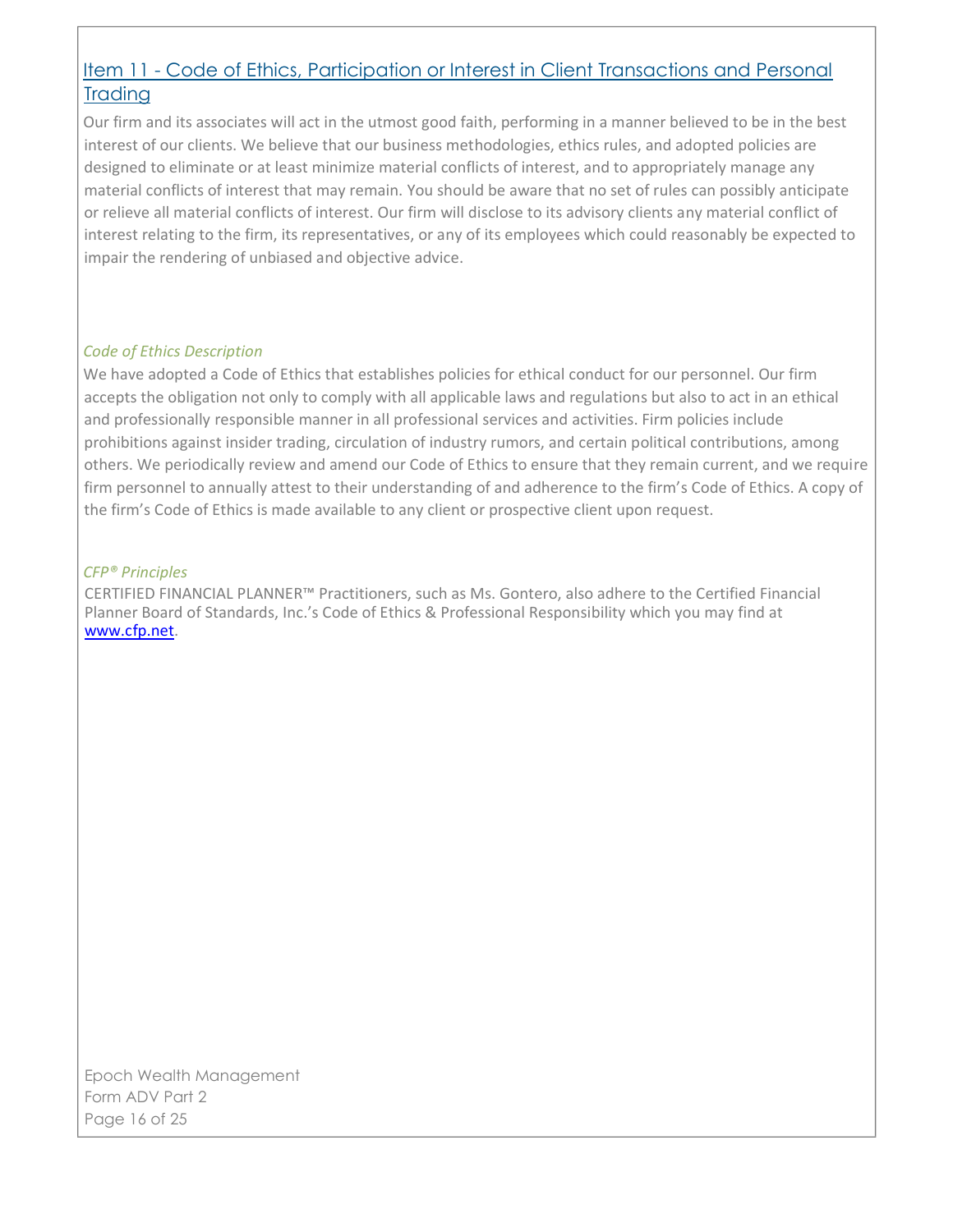## Item 11 - Code of Ethics, Participation or Interest in Client Transactions and Personal Trading

Our firm and its associates will act in the utmost good faith, performing in a manner believed to be in the best interest of our clients. We believe that our business methodologies, ethics rules, and adopted policies are designed to eliminate or at least minimize material conflicts of interest, and to appropriately manage any material conflicts of interest that may remain. You should be aware that no set of rules can possibly anticipate or relieve all material conflicts of interest. Our firm will disclose to its advisory clients any material conflict of interest relating to the firm, its representatives, or any of its employees which could reasonably be expected to impair the rendering of unbiased and objective advice.

*Code of Ethics Description*

We have adopted a Code of Ethics that establishes policies for ethical conduct for our personnel. Our firm accepts the obligation not only to comply with all applicable laws and regulations but also to act in an ethical and professionally responsible manner in all professional services and activities. Firm policies include prohibitions against insider trading, circulation of industry rumors, and certain political contributions, among others. We periodically review and amend our Code of Ethics to ensure that they remain current, and we require firm personnel to annually attest to their understanding of and adherence to the firm's Code of Ethics. A copy of the firm's Code of Ethics is made available to any client or prospective client upon request.

*CFP® Principles*

CERTIFIED FINANCIAL PLANNER™ Practitioners, such as Ms. Gontero, also adhere to the Certified Financial Planner Board of Standards, Inc.'s Code of Ethics & Professional Responsibility which you may find at www.cfp.net.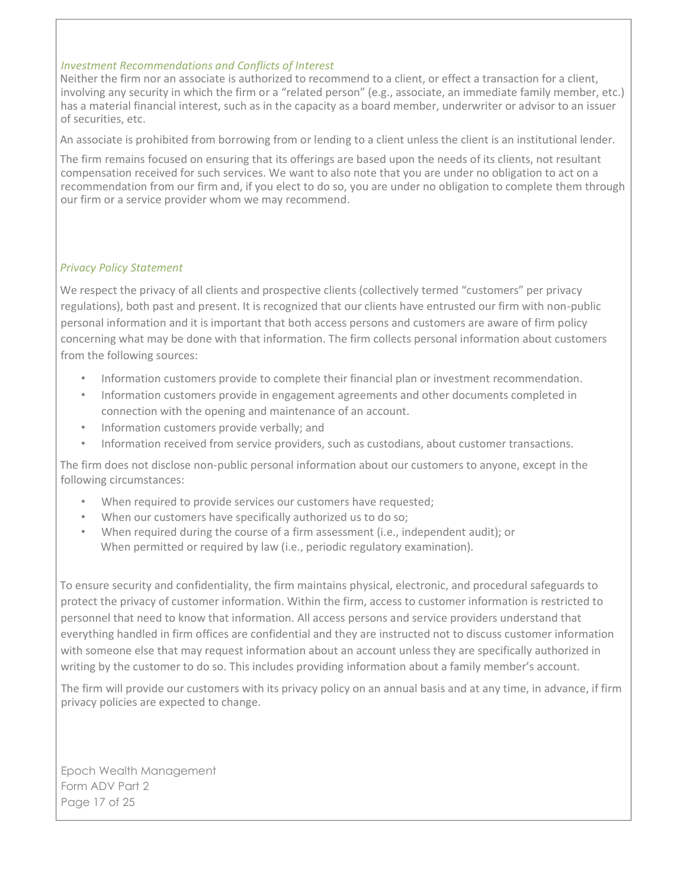*Investment Recommendations and Conflicts of Interest*

Neither the firm nor an associate is authorized to recommend to a client, or effect a transaction for a client, involving any security in which the firm or a "related person" (e.g., associate, an immediate family member, etc.) has a material financial interest, such as in the capacity as a board member, underwriter or advisor to an issuer of securities, etc.

An associate is prohibited from borrowing from or lending to a client unless the client is an institutional lender.

The firm remains focused on ensuring that its offerings are based upon the needs of its clients, not resultant compensation received for such services. We want to also note that you are under no obligation to act on a recommendation from our firm and, if you elect to do so, you are under no obligation to complete them through our firm or a service provider whom we may recommend.

*Privacy Policy Statement*

We respect the privacy of all clients and prospective clients (collectively termed "customers" per privacy regulations), both past and present. It is recognized that our clients have entrusted our firm with non-public personal information and it is important that both access persons and customers are aware of firm policy concerning what may be done with that information. The firm collects personal information about customers from the following sources:

- Information customers provide to complete their financial plan or investment recommendation.
- Information customers provide in engagement agreements and other documents completed in connection with the opening and maintenance of an account.
- Information customers provide verbally; and
- Information received from service providers, such as custodians, about customer transactions.

The firm does not disclose non-public personal information about our customers to anyone, except in the following circumstances:

- When required to provide services our customers have requested;
- When our customers have specifically authorized us to do so;
- When required during the course of a firm assessment (i.e., independent audit); or
  When permitted or required by law (i.e., periodic regulatory examination).

To ensure security and confidentiality, the firm maintains physical, electronic, and procedural safeguards to protect the privacy of customer information. Within the firm, access to customer information is restricted to personnel that need to know that information. All access persons and service providers understand that everything handled in firm offices are confidential and they are instructed not to discuss customer information with someone else that may request information about an account unless they are specifically authorized in writing by the customer to do so. This includes providing information about a family member's account.

The firm will provide our customers with its privacy policy on an annual basis and at any time, in advance, if firm privacy policies are expected to change.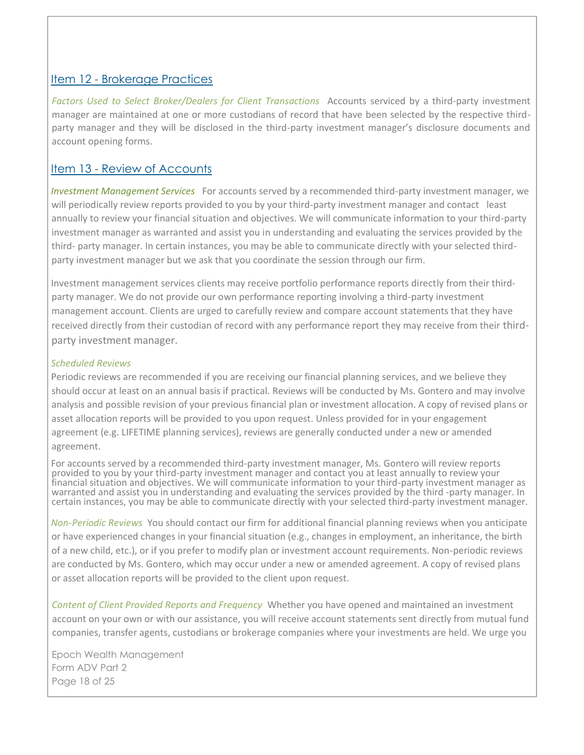## Item 12 - Brokerage Practices

*Factors Used to Select Broker/Dealers for Client Transactions* Accounts serviced by a third-party investment manager are maintained at one or more custodians of record that have been selected by the respective third-party manager and they will be disclosed in the third-party investment manager's disclosure documents and account opening forms.

## Item 13 - Review of Accounts

*Investment Management Services* For accounts served by a recommended third-party investment manager, we will periodically review reports provided to you by your third-party investment manager and contact least annually to review your financial situation and objectives. We will communicate information to your third-party investment manager as warranted and assist you in understanding and evaluating the services provided by the third- party manager. In certain instances, you may be able to communicate directly with your selected third-party investment manager but we ask that you coordinate the session through our firm.

Investment management services clients may receive portfolio performance reports directly from their third-party manager. We do not provide our own performance reporting involving a third-party investment management account. Clients are urged to carefully review and compare account statements that they have received directly from their custodian of record with any performance report they may receive from their third-party investment manager.

*Scheduled Reviews*
Periodic reviews are recommended if you are receiving our financial planning services, and we believe they should occur at least on an annual basis if practical. Reviews will be conducted by Ms. Gontero and may involve analysis and possible revision of your previous financial plan or investment allocation. A copy of revised plans or asset allocation reports will be provided to you upon request. Unless provided for in your engagement agreement (e.g. LIFETIME planning services), reviews are generally conducted under a new or amended agreement.

For accounts served by a recommended third-party investment manager, Ms. Gontero will review reports provided to you by your third-party investment manager and contact you at least annually to review your financial situation and objectives. We will communicate information to your third-party investment manager as warranted and assist you in understanding and evaluating the services provided by the third -party manager. In certain instances, you may be able to communicate directly with your selected third-party investment manager.

*Non-Periodic Reviews* You should contact our firm for additional financial planning reviews when you anticipate or have experienced changes in your financial situation (e.g., changes in employment, an inheritance, the birth of a new child, etc.), or if you prefer to modify plan or investment account requirements. Non-periodic reviews are conducted by Ms. Gontero, which may occur under a new or amended agreement. A copy of revised plans or asset allocation reports will be provided to the client upon request.

*Content of Client Provided Reports and Frequency* Whether you have opened and maintained an investment account on your own or with our assistance, you will receive account statements sent directly from mutual fund companies, transfer agents, custodians or brokerage companies where your investments are held. We urge you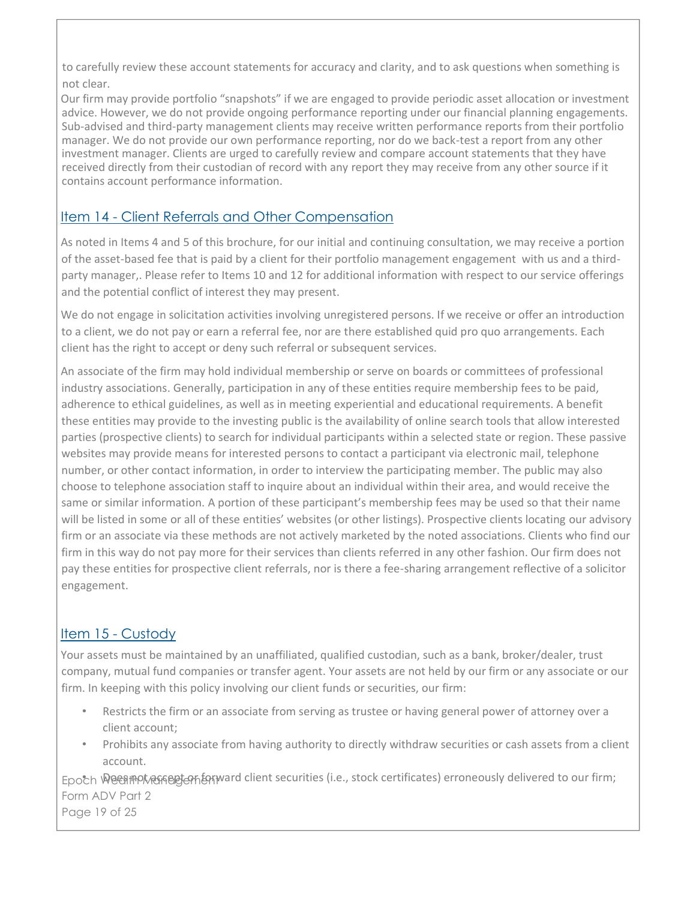to carefully review these account statements for accuracy and clarity, and to ask questions when something is not clear.

Our firm may provide portfolio "snapshots" if we are engaged to provide periodic asset allocation or investment advice. However, we do not provide ongoing performance reporting under our financial planning engagements. Sub-advised and third-party management clients may receive written performance reports from their portfolio manager. We do not provide our own performance reporting, nor do we back-test a report from any other investment manager. Clients are urged to carefully review and compare account statements that they have received directly from their custodian of record with any report they may receive from any other source if it contains account performance information.

## Item 14 - Client Referrals and Other Compensation

As noted in Items 4 and 5 of this brochure, for our initial and continuing consultation, we may receive a portion of the asset-based fee that is paid by a client for their portfolio management engagement with us and a third-party manager,. Please refer to Items 10 and 12 for additional information with respect to our service offerings and the potential conflict of interest they may present.

We do not engage in solicitation activities involving unregistered persons. If we receive or offer an introduction to a client, we do not pay or earn a referral fee, nor are there established quid pro quo arrangements. Each client has the right to accept or deny such referral or subsequent services.

An associate of the firm may hold individual membership or serve on boards or committees of professional industry associations. Generally, participation in any of these entities require membership fees to be paid, adherence to ethical guidelines, as well as in meeting experiential and educational requirements. A benefit these entities may provide to the investing public is the availability of online search tools that allow interested parties (prospective clients) to search for individual participants within a selected state or region. These passive websites may provide means for interested persons to contact a participant via electronic mail, telephone number, or other contact information, in order to interview the participating member. The public may also choose to telephone association staff to inquire about an individual within their area, and would receive the same or similar information. A portion of these participant's membership fees may be used so that their name will be listed in some or all of these entities' websites (or other listings). Prospective clients locating our advisory firm or an associate via these methods are not actively marketed by the noted associations. Clients who find our firm in this way do not pay more for their services than clients referred in any other fashion. Our firm does not pay these entities for prospective client referrals, nor is there a fee-sharing arrangement reflective of a solicitor engagement.

## Item 15 - Custody

Your assets must be maintained by an unaffiliated, qualified custodian, such as a bank, broker/dealer, trust company, mutual fund companies or transfer agent. Your assets are not held by our firm or any associate or our firm. In keeping with this policy involving our client funds or securities, our firm:

- Restricts the firm or an associate from serving as trustee or having general power of attorney over a client account;
- Prohibits any associate from having authority to directly withdraw securities or cash assets from a client account.
- Does not accept or forward client securities (i.e., stock certificates) erroneously delivered to our firm;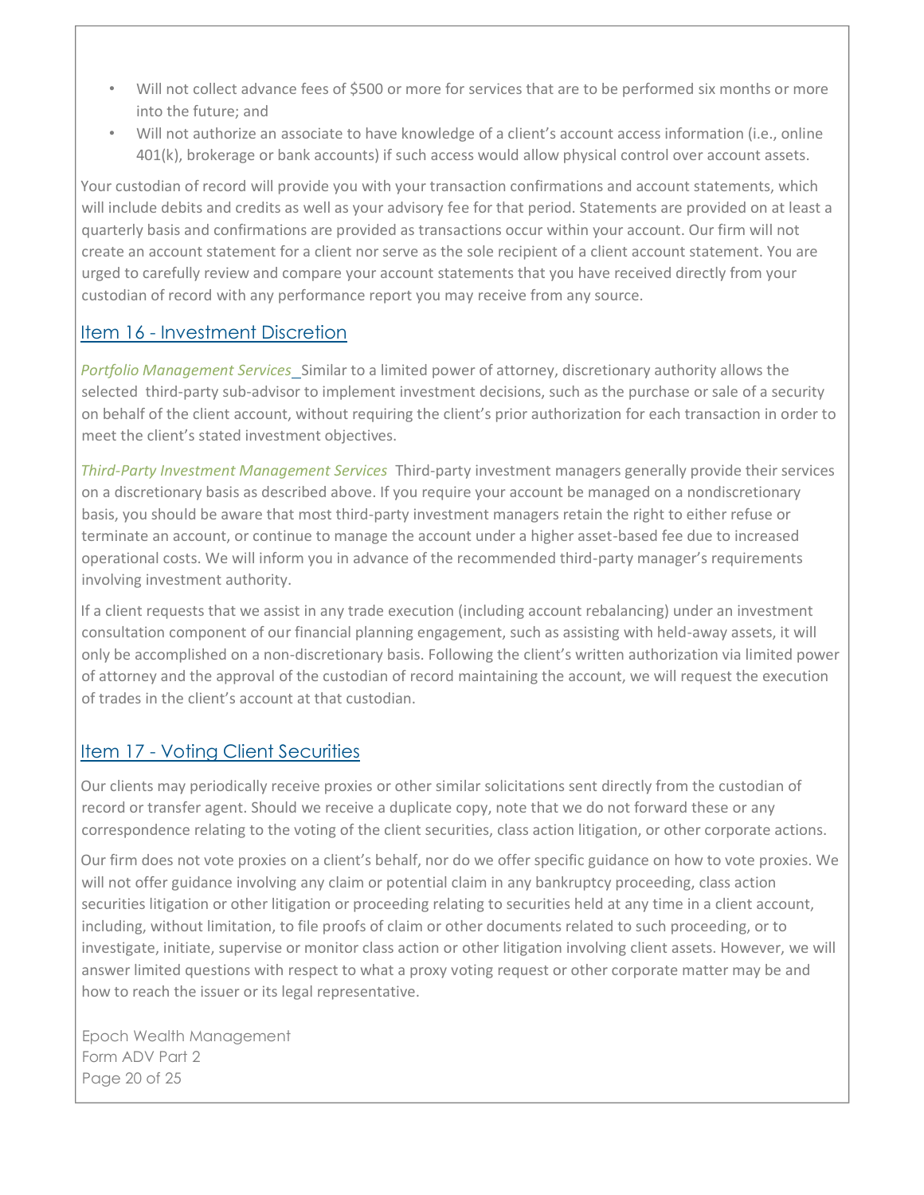- Will not collect advance fees of $500 or more for services that are to be performed six months or more into the future; and
- Will not authorize an associate to have knowledge of a client's account access information (i.e., online 401(k), brokerage or bank accounts) if such access would allow physical control over account assets.

Your custodian of record will provide you with your transaction confirmations and account statements, which will include debits and credits as well as your advisory fee for that period. Statements are provided on at least a quarterly basis and confirmations are provided as transactions occur within your account. Our firm will not create an account statement for a client nor serve as the sole recipient of a client account statement. You are urged to carefully review and compare your account statements that you have received directly from your custodian of record with any performance report you may receive from any source.

## Item 16 - Investment Discretion

*Portfolio Management Services* Similar to a limited power of attorney, discretionary authority allows the selected third-party sub-advisor to implement investment decisions, such as the purchase or sale of a security on behalf of the client account, without requiring the client's prior authorization for each transaction in order to meet the client's stated investment objectives.

*Third-Party Investment Management Services* Third-party investment managers generally provide their services on a discretionary basis as described above. If you require your account be managed on a nondiscretionary basis, you should be aware that most third-party investment managers retain the right to either refuse or terminate an account, or continue to manage the account under a higher asset-based fee due to increased operational costs. We will inform you in advance of the recommended third-party manager's requirements involving investment authority.

If a client requests that we assist in any trade execution (including account rebalancing) under an investment consultation component of our financial planning engagement, such as assisting with held-away assets, it will only be accomplished on a non-discretionary basis. Following the client's written authorization via limited power of attorney and the approval of the custodian of record maintaining the account, we will request the execution of trades in the client's account at that custodian.

## Item 17 - Voting Client Securities

Our clients may periodically receive proxies or other similar solicitations sent directly from the custodian of record or transfer agent. Should we receive a duplicate copy, note that we do not forward these or any correspondence relating to the voting of the client securities, class action litigation, or other corporate actions.

Our firm does not vote proxies on a client's behalf, nor do we offer specific guidance on how to vote proxies. We will not offer guidance involving any claim or potential claim in any bankruptcy proceeding, class action securities litigation or other litigation or proceeding relating to securities held at any time in a client account, including, without limitation, to file proofs of claim or other documents related to such proceeding, or to investigate, initiate, supervise or monitor class action or other litigation involving client assets. However, we will answer limited questions with respect to what a proxy voting request or other corporate matter may be and how to reach the issuer or its legal representative.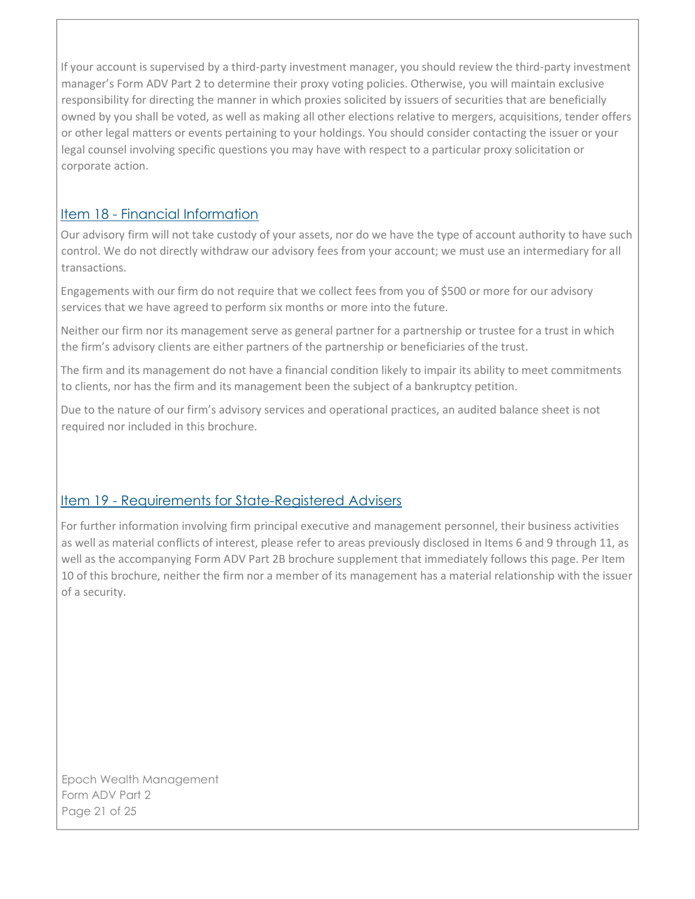If your account is supervised by a third-party investment manager, you should review the third-party investment manager's Form ADV Part 2 to determine their proxy voting policies. Otherwise, you will maintain exclusive responsibility for directing the manner in which proxies solicited by issuers of securities that are beneficially owned by you shall be voted, as well as making all other elections relative to mergers, acquisitions, tender offers or other legal matters or events pertaining to your holdings. You should consider contacting the issuer or your legal counsel involving specific questions you may have with respect to a particular proxy solicitation or corporate action.

## Item 18 - Financial Information

Our advisory firm will not take custody of your assets, nor do we have the type of account authority to have such control. We do not directly withdraw our advisory fees from your account; we must use an intermediary for all transactions.

Engagements with our firm do not require that we collect fees from you of $500 or more for our advisory services that we have agreed to perform six months or more into the future.

Neither our firm nor its management serve as general partner for a partnership or trustee for a trust in which the firm's advisory clients are either partners of the partnership or beneficiaries of the trust.

The firm and its management do not have a financial condition likely to impair its ability to meet commitments to clients, nor has the firm and its management been the subject of a bankruptcy petition.

Due to the nature of our firm's advisory services and operational practices, an audited balance sheet is not required nor included in this brochure.

## Item 19 - Requirements for State-Registered Advisers

For further information involving firm principal executive and management personnel, their business activities as well as material conflicts of interest, please refer to areas previously disclosed in Items 6 and 9 through 11, as well as the accompanying Form ADV Part 2B brochure supplement that immediately follows this page. Per Item 10 of this brochure, neither the firm nor a member of its management has a material relationship with the issuer of a security.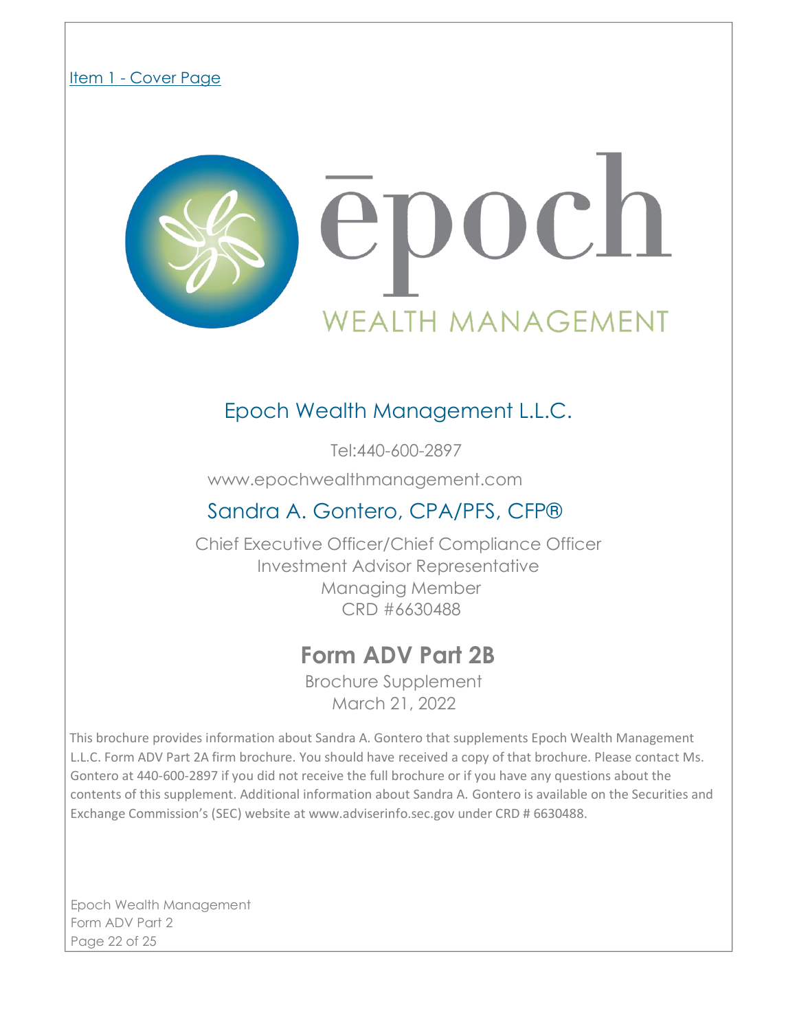Item 1 - Cover Page

ēpoch

WEALTH MANAGEMENT

## Epoch Wealth Management L.L.C.

Tel:440-600-2897

www.epochwealthmanagement.com

## Sandra A. Gontero, CPA/PFS, CFP®

Chief Executive Officer/Chief Compliance Officer
Investment Advisor Representative
Managing Member
CRD #6630488

# Form ADV Part 2B

Brochure Supplement
March 21, 2022

This brochure provides information about Sandra A. Gontero that supplements Epoch Wealth Management L.L.C. Form ADV Part 2A firm brochure. You should have received a copy of that brochure. Please contact Ms. Gontero at 440-600-2897 if you did not receive the full brochure or if you have any questions about the contents of this supplement. Additional information about Sandra A. Gontero is available on the Securities and Exchange Commission's (SEC) website at www.adviserinfo.sec.gov under CRD # 6630488.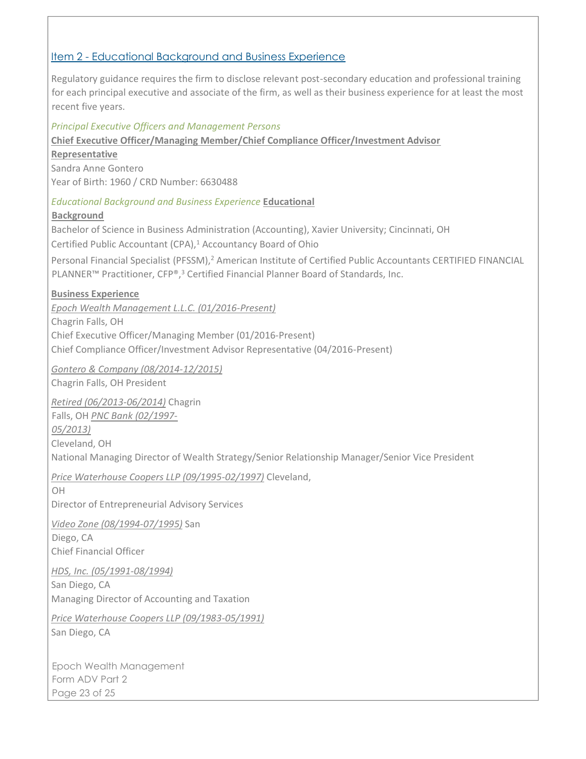## Item 2 - Educational Background and Business Experience

Regulatory guidance requires the firm to disclose relevant post-secondary education and professional training for each principal executive and associate of the firm, as well as their business experience for at least the most recent five years.

*Principal Executive Officers and Management Persons*

**Chief Executive Officer/Managing Member/Chief Compliance Officer/Investment Advisor Representative**

Sandra Anne Gontero
Year of Birth: 1960 / CRD Number: 6630488

*Educational Background and Business Experience*

**Educational Background**

Bachelor of Science in Business Administration (Accounting), Xavier University; Cincinnati, OH

Certified Public Accountant (CPA),[1] Accountancy Board of Ohio

Personal Financial Specialist (PFSSM),[2] American Institute of Certified Public Accountants

CERTIFIED FINANCIAL PLANNER™ Practitioner, CFP®,[3] Certified Financial Planner Board of Standards, Inc.

**Business Experience**

*Epoch Wealth Management L.L.C. (01/2016-Present)*
Chagrin Falls, OH
Chief Executive Officer/Managing Member (01/2016-Present)
Chief Compliance Officer/Investment Advisor Representative (04/2016-Present)

*Gontero & Company (08/2014-12/2015)*
Chagrin Falls, OH
President

*Retired (06/2013-06/2014)*
Chagrin Falls, OH

*PNC Bank (02/1997-05/2013)*
Cleveland, OH
National Managing Director of Wealth Strategy/Senior Relationship Manager/Senior Vice President

*Price Waterhouse Coopers LLP (09/1995-02/1997)*
Cleveland, OH
Director of Entrepreneurial Advisory Services

*Video Zone (08/1994-07/1995)*
San Diego, CA
Chief Financial Officer

*HDS, Inc. (05/1991-08/1994)*
San Diego, CA
Managing Director of Accounting and Taxation

*Price Waterhouse Coopers LLP (09/1983-05/1991)*
San Diego, CA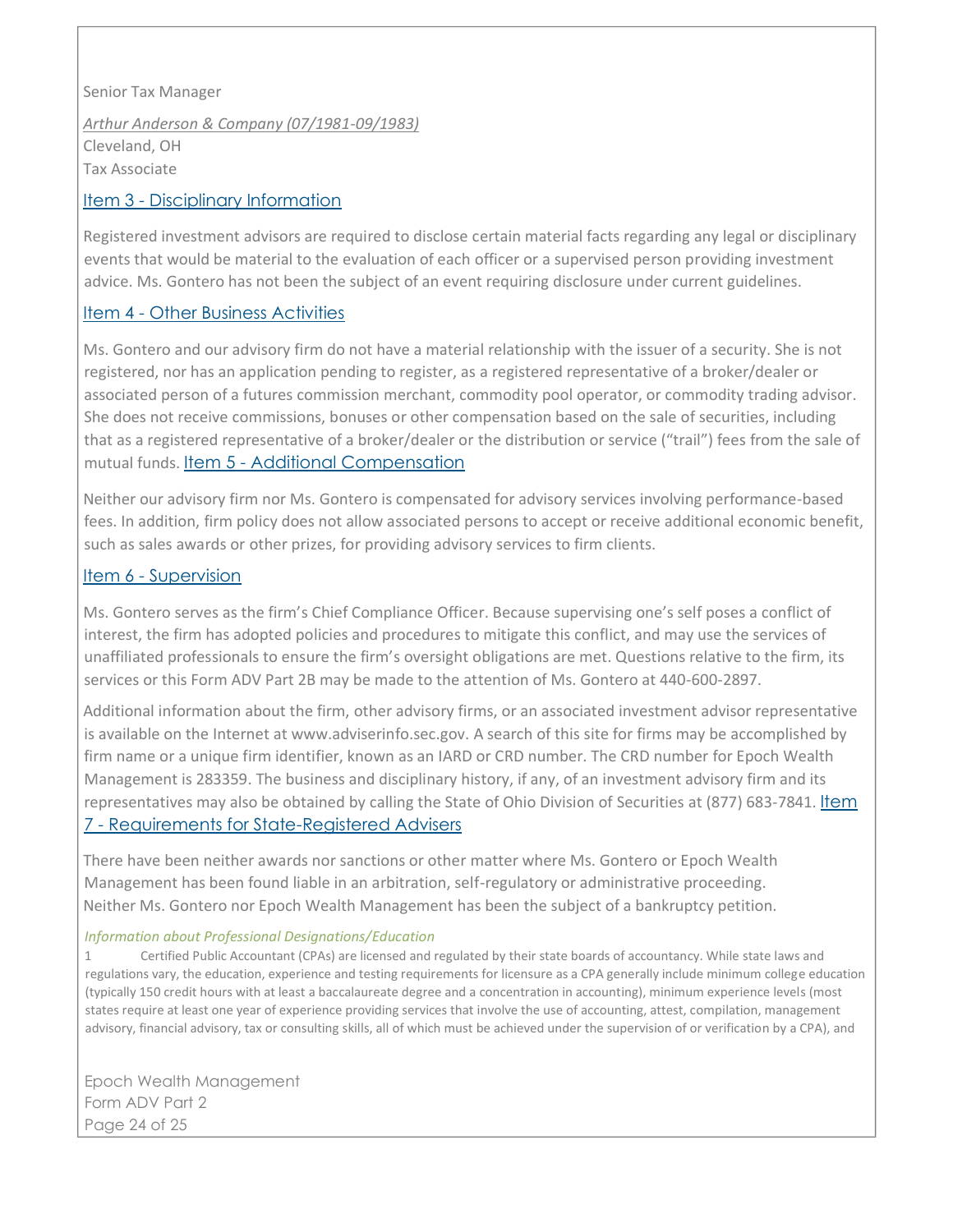Senior Tax Manager

*Arthur Anderson & Company (07/1981-09/1983)*
Cleveland, OH
Tax Associate

## Item 3 - Disciplinary Information

Registered investment advisors are required to disclose certain material facts regarding any legal or disciplinary events that would be material to the evaluation of each officer or a supervised person providing investment advice. Ms. Gontero has not been the subject of an event requiring disclosure under current guidelines.

## Item 4 - Other Business Activities

Ms. Gontero and our advisory firm do not have a material relationship with the issuer of a security. She is not registered, nor has an application pending to register, as a registered representative of a broker/dealer or associated person of a futures commission merchant, commodity pool operator, or commodity trading advisor. She does not receive commissions, bonuses or other compensation based on the sale of securities, including that as a registered representative of a broker/dealer or the distribution or service ("trail") fees from the sale of mutual funds.

## Item 5 - Additional Compensation

Neither our advisory firm nor Ms. Gontero is compensated for advisory services involving performance-based fees. In addition, firm policy does not allow associated persons to accept or receive additional economic benefit, such as sales awards or other prizes, for providing advisory services to firm clients.

## Item 6 - Supervision

Ms. Gontero serves as the firm's Chief Compliance Officer. Because supervising one's self poses a conflict of interest, the firm has adopted policies and procedures to mitigate this conflict, and may use the services of unaffiliated professionals to ensure the firm's oversight obligations are met. Questions relative to the firm, its services or this Form ADV Part 2B may be made to the attention of Ms. Gontero at 440-600-2897.

Additional information about the firm, other advisory firms, or an associated investment advisor representative is available on the Internet at www.adviserinfo.sec.gov. A search of this site for firms may be accomplished by firm name or a unique firm identifier, known as an IARD or CRD number. The CRD number for Epoch Wealth Management is 283359. The business and disciplinary history, if any, of an investment advisory firm and its representatives may also be obtained by calling the State of Ohio Division of Securities at (877) 683-7841.

## Item 7 - Requirements for State-Registered Advisers

There have been neither awards nor sanctions or other matter where Ms. Gontero or Epoch Wealth Management has been found liable in an arbitration, self-regulatory or administrative proceeding. Neither Ms. Gontero nor Epoch Wealth Management has been the subject of a bankruptcy petition.

*Information about Professional Designations/Education*

1 Certified Public Accountant (CPAs) are licensed and regulated by their state boards of accountancy. While state laws and regulations vary, the education, experience and testing requirements for licensure as a CPA generally include minimum college education (typically 150 credit hours with at least a baccalaureate degree and a concentration in accounting), minimum experience levels (most states require at least one year of experience providing services that involve the use of accounting, attest, compilation, management advisory, financial advisory, tax or consulting skills, all of which must be achieved under the supervision of or verification by a CPA), and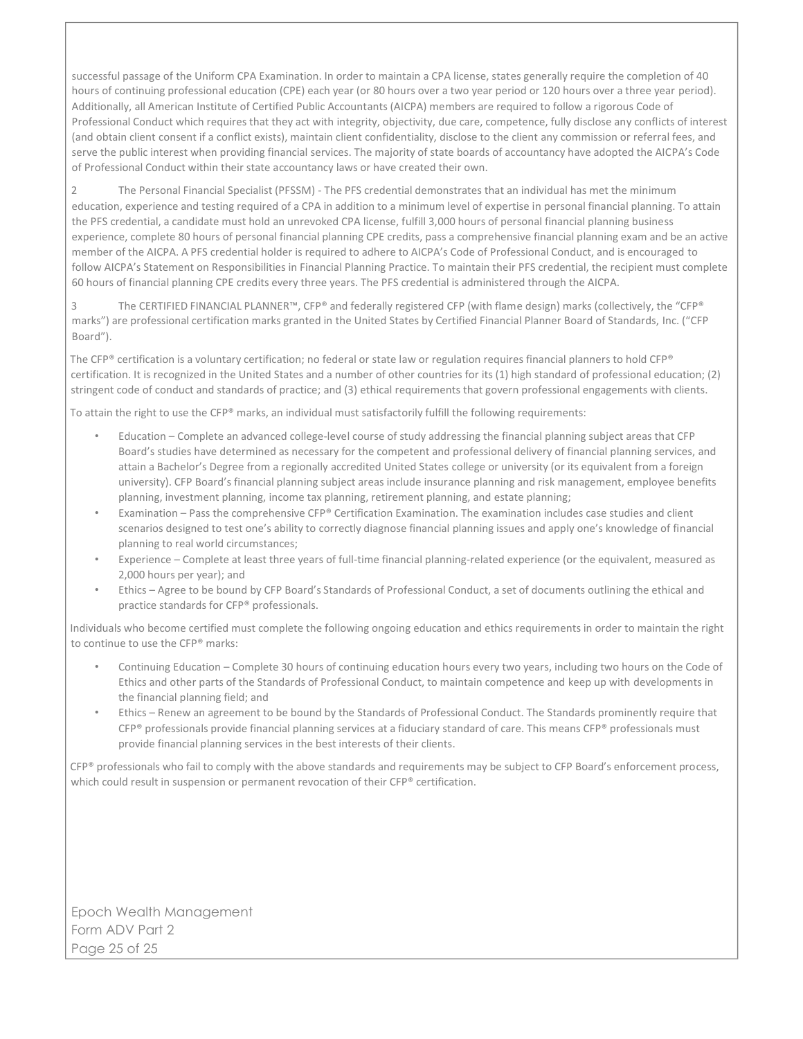successful passage of the Uniform CPA Examination. In order to maintain a CPA license, states generally require the completion of 40 hours of continuing professional education (CPE) each year (or 80 hours over a two year period or 120 hours over a three year period). Additionally, all American Institute of Certified Public Accountants (AICPA) members are required to follow a rigorous Code of Professional Conduct which requires that they act with integrity, objectivity, due care, competence, fully disclose any conflicts of interest (and obtain client consent if a conflict exists), maintain client confidentiality, disclose to the client any commission or referral fees, and serve the public interest when providing financial services. The majority of state boards of accountancy have adopted the AICPA's Code of Professional Conduct within their state accountancy laws or have created their own.

2 The Personal Financial Specialist (PFSSM) - The PFS credential demonstrates that an individual has met the minimum education, experience and testing required of a CPA in addition to a minimum level of expertise in personal financial planning. To attain the PFS credential, a candidate must hold an unrevoked CPA license, fulfill 3,000 hours of personal financial planning business experience, complete 80 hours of personal financial planning CPE credits, pass a comprehensive financial planning exam and be an active member of the AICPA. A PFS credential holder is required to adhere to AICPA's Code of Professional Conduct, and is encouraged to follow AICPA's Statement on Responsibilities in Financial Planning Practice. To maintain their PFS credential, the recipient must complete 60 hours of financial planning CPE credits every three years. The PFS credential is administered through the AICPA.

3 The CERTIFIED FINANCIAL PLANNER™, CFP® and federally registered CFP (with flame design) marks (collectively, the "CFP® marks") are professional certification marks granted in the United States by Certified Financial Planner Board of Standards, Inc. ("CFP Board").

The CFP® certification is a voluntary certification; no federal or state law or regulation requires financial planners to hold CFP® certification. It is recognized in the United States and a number of other countries for its (1) high standard of professional education; (2) stringent code of conduct and standards of practice; and (3) ethical requirements that govern professional engagements with clients.

To attain the right to use the CFP® marks, an individual must satisfactorily fulfill the following requirements:

- Education – Complete an advanced college-level course of study addressing the financial planning subject areas that CFP Board's studies have determined as necessary for the competent and professional delivery of financial planning services, and attain a Bachelor's Degree from a regionally accredited United States college or university (or its equivalent from a foreign university). CFP Board's financial planning subject areas include insurance planning and risk management, employee benefits planning, investment planning, income tax planning, retirement planning, and estate planning;
- Examination – Pass the comprehensive CFP® Certification Examination. The examination includes case studies and client scenarios designed to test one's ability to correctly diagnose financial planning issues and apply one's knowledge of financial planning to real world circumstances;
- Experience – Complete at least three years of full-time financial planning-related experience (or the equivalent, measured as 2,000 hours per year); and
- Ethics – Agree to be bound by CFP Board's Standards of Professional Conduct, a set of documents outlining the ethical and practice standards for CFP® professionals.

Individuals who become certified must complete the following ongoing education and ethics requirements in order to maintain the right to continue to use the CFP® marks:

- Continuing Education – Complete 30 hours of continuing education hours every two years, including two hours on the Code of Ethics and other parts of the Standards of Professional Conduct, to maintain competence and keep up with developments in the financial planning field; and
- Ethics – Renew an agreement to be bound by the Standards of Professional Conduct. The Standards prominently require that CFP® professionals provide financial planning services at a fiduciary standard of care. This means CFP® professionals must provide financial planning services in the best interests of their clients.

CFP® professionals who fail to comply with the above standards and requirements may be subject to CFP Board's enforcement process, which could result in suspension or permanent revocation of their CFP® certification.